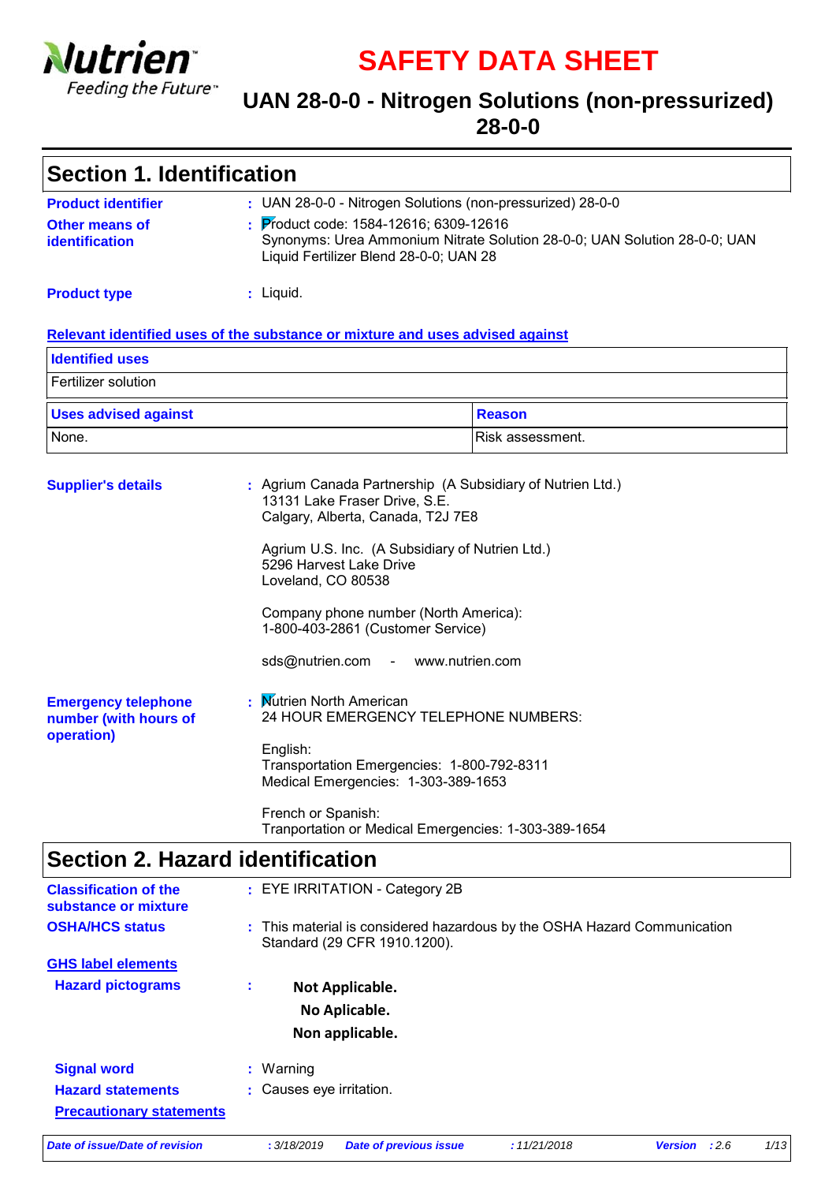Nutrien
Feeding the Future™

# SAFETY DATA SHEET

## UAN 28-0-0 - Nitrogen Solutions (non-pressurized) 28-0-0

## Section 1. Identification

**Product identifier** : UAN 28-0-0 - Nitrogen Solutions (non-pressurized) 28-0-0

**Other means of identification** : Product code: 1584-12616; 6309-12616
Synonyms: Urea Ammonium Nitrate Solution 28-0-0; UAN Solution 28-0-0; UAN Liquid Fertilizer Blend 28-0-0; UAN 28

**Product type** : Liquid.

**Relevant identified uses of the substance or mixture and uses advised against**

| Identified uses |
|---|
| Fertilizer solution |

| Uses advised against | Reason |
|---|---|
| None. | Risk assessment. |

**Supplier's details** : Agrium Canada Partnership (A Subsidiary of Nutrien Ltd.)
13131 Lake Fraser Drive, S.E.
Calgary, Alberta, Canada, T2J 7E8

Agrium U.S. Inc. (A Subsidiary of Nutrien Ltd.)
5296 Harvest Lake Drive
Loveland, CO 80538

Company phone number (North America):
1-800-403-2861 (Customer Service)

sds@nutrien.com - www.nutrien.com

**Emergency telephone number (with hours of operation)** : Nutrien North American
24 HOUR EMERGENCY TELEPHONE NUMBERS:

English:
Transportation Emergencies: 1-800-792-8311
Medical Emergencies: 1-303-389-1653

French or Spanish:
Tranportation or Medical Emergencies: 1-303-389-1654

## Section 2. Hazard identification

**Classification of the substance or mixture** : EYE IRRITATION - Category 2B

**OSHA/HCS status** : This material is considered hazardous by the OSHA Hazard Communication Standard (29 CFR 1910.1200).

**GHS label elements**

**Hazard pictograms** :

**Not Applicable.**
**No Aplicable.**
**Non applicable.**

**Signal word** : Warning

**Hazard statements** : Causes eye irritation.

**Precautionary statements**

*Date of issue/Date of revision* : 3/18/2019 *Date of previous issue* : 11/21/2018 *Version* : 2.6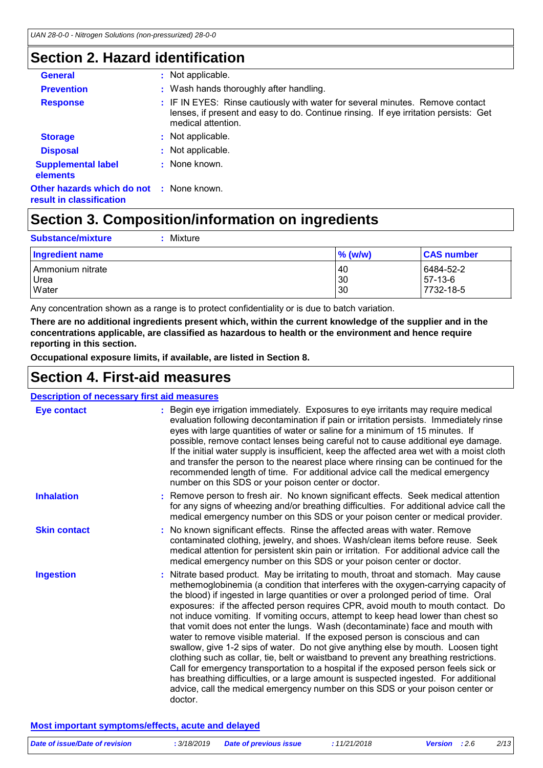## Section 2. Hazard identification

**General** : Not applicable.

**Prevention** : Wash hands thoroughly after handling.

**Response** : IF IN EYES: Rinse cautiously with water for several minutes. Remove contact lenses, if present and easy to do. Continue rinsing. If eye irritation persists: Get medical attention.

**Storage** : Not applicable.

**Disposal** : Not applicable.

**Supplemental label elements** : None known.

**Other hazards which do not result in classification** : None known.

## Section 3. Composition/information on ingredients

**Substance/mixture** : Mixture

| Ingredient name | % (w/w) | CAS number |
|---|---|---|
| Ammonium nitrate | 40 | 6484-52-2 |
| Urea | 30 | 57-13-6 |
| Water | 30 | 7732-18-5 |

Any concentration shown as a range is to protect confidentiality or is due to batch variation.

**There are no additional ingredients present which, within the current knowledge of the supplier and in the concentrations applicable, are classified as hazardous to health or the environment and hence require reporting in this section.**

**Occupational exposure limits, if available, are listed in Section 8.**

## Section 4. First-aid measures

### Description of necessary first aid measures

**Eye contact** : Begin eye irrigation immediately. Exposures to eye irritants may require medical evaluation following decontamination if pain or irritation persists. Immediately rinse eyes with large quantities of water or saline for a minimum of 15 minutes. If possible, remove contact lenses being careful not to cause additional eye damage. If the initial water supply is insufficient, keep the affected area wet with a moist cloth and transfer the person to the nearest place where rinsing can be continued for the recommended length of time. For additional advice call the medical emergency number on this SDS or your poison center or doctor.

**Inhalation** : Remove person to fresh air. No known significant effects. Seek medical attention for any signs of wheezing and/or breathing difficulties. For additional advice call the medical emergency number on this SDS or your poison center or medical provider.

**Skin contact** : No known significant effects. Rinse the affected areas with water. Remove contaminated clothing, jewelry, and shoes. Wash/clean items before reuse. Seek medical attention for persistent skin pain or irritation. For additional advice call the medical emergency number on this SDS or your poison center or doctor.

**Ingestion** : Nitrate based product. May be irritating to mouth, throat and stomach. May cause methemoglobinemia (a condition that interferes with the oxygen-carrying capacity of the blood) if ingested in large quantities or over a prolonged period of time. Oral exposures: if the affected person requires CPR, avoid mouth to mouth contact. Do not induce vomiting. If vomiting occurs, attempt to keep head lower than chest so that vomit does not enter the lungs. Wash (decontaminate) face and mouth with water to remove visible material. If the exposed person is conscious and can swallow, give 1-2 sips of water. Do not give anything else by mouth. Loosen tight clothing such as collar, tie, belt or waistband to prevent any breathing restrictions. Call for emergency transportation to a hospital if the exposed person feels sick or has breathing difficulties, or a large amount is suspected ingested. For additional advice, call the medical emergency number on this SDS or your poison center or doctor.

### Most important symptoms/effects, acute and delayed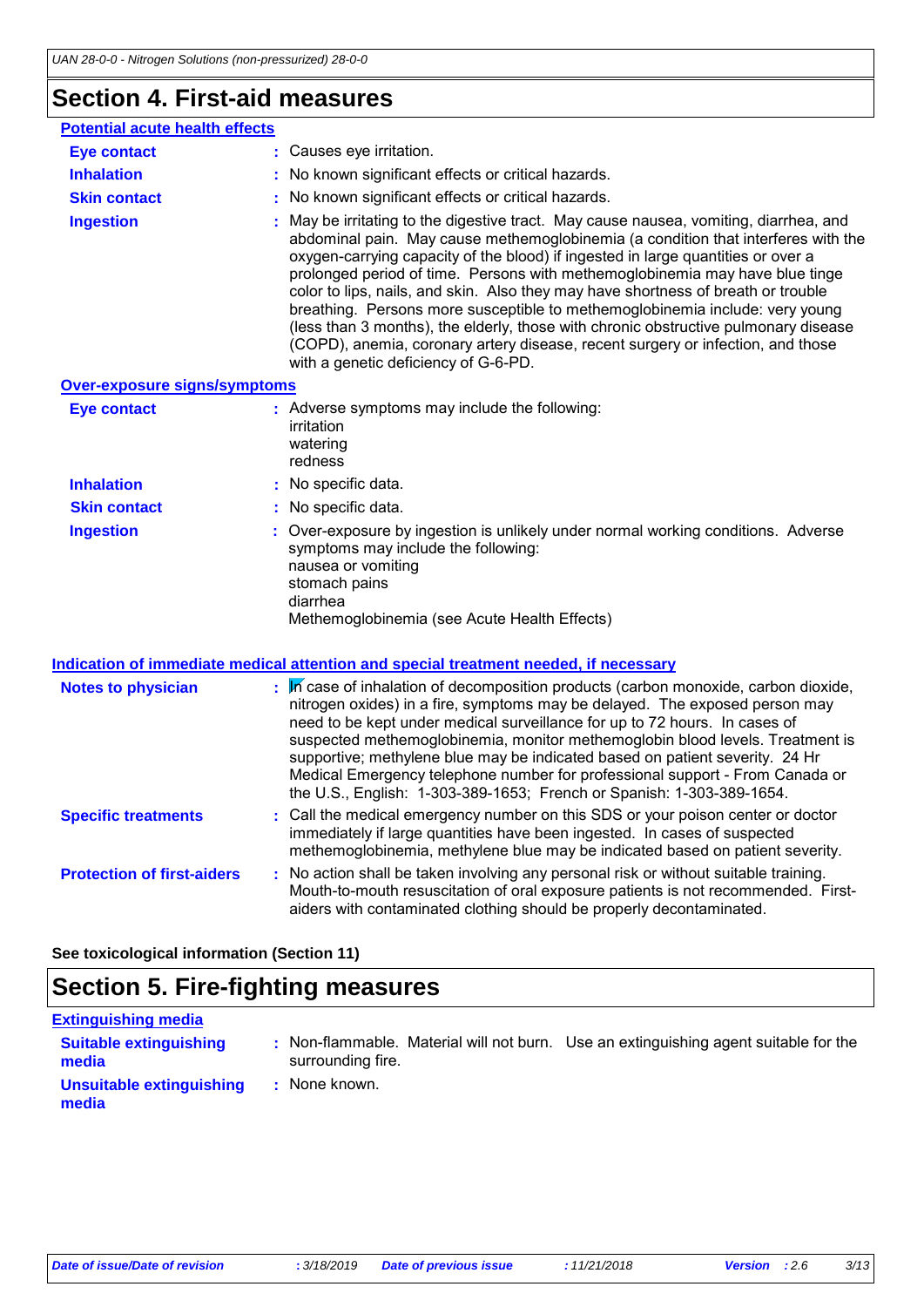## Section 4. First-aid measures

### Potential acute health effects

| | |
|---|---|
| **Eye contact** | : Causes eye irritation. |
| **Inhalation** | : No known significant effects or critical hazards. |
| **Skin contact** | : No known significant effects or critical hazards. |
| **Ingestion** | : May be irritating to the digestive tract. May cause nausea, vomiting, diarrhea, and abdominal pain. May cause methemoglobinemia (a condition that interferes with the oxygen-carrying capacity of the blood) if ingested in large quantities or over a prolonged period of time. Persons with methemoglobinemia may have blue tinge color to lips, nails, and skin. Also they may have shortness of breath or trouble breathing. Persons more susceptible to methemoglobinemia include: very young (less than 3 months), the elderly, those with chronic obstructive pulmonary disease (COPD), anemia, coronary artery disease, recent surgery or infection, and those with a genetic deficiency of G-6-PD. |

### Over-exposure signs/symptoms

| | |
|---|---|
| **Eye contact** | : Adverse symptoms may include the following:<br>irritation<br>watering<br>redness |
| **Inhalation** | : No specific data. |
| **Skin contact** | : No specific data. |
| **Ingestion** | : Over-exposure by ingestion is unlikely under normal working conditions. Adverse symptoms may include the following:<br>nausea or vomiting<br>stomach pains<br>diarrhea<br>Methemoglobinemia (see Acute Health Effects) |

### Indication of immediate medical attention and special treatment needed, if necessary

| | |
|---|---|
| **Notes to physician** | : In case of inhalation of decomposition products (carbon monoxide, carbon dioxide, nitrogen oxides) in a fire, symptoms may be delayed. The exposed person may need to be kept under medical surveillance for up to 72 hours. In cases of suspected methemoglobinemia, monitor methemoglobin blood levels. Treatment is supportive; methylene blue may be indicated based on patient severity. 24 Hr Medical Emergency telephone number for professional support - From Canada or the U.S., English: 1-303-389-1653; French or Spanish: 1-303-389-1654. |
| **Specific treatments** | : Call the medical emergency number on this SDS or your poison center or doctor immediately if large quantities have been ingested. In cases of suspected methemoglobinemia, methylene blue may be indicated based on patient severity. |
| **Protection of first-aiders** | : No action shall be taken involving any personal risk or without suitable training. Mouth-to-mouth resuscitation of oral exposure patients is not recommended. First-aiders with contaminated clothing should be properly decontaminated. |

**See toxicological information (Section 11)**

## Section 5. Fire-fighting measures

### Extinguishing media

| | |
|---|---|
| **Suitable extinguishing media** | : Non-flammable. Material will not burn. Use an extinguishing agent suitable for the surrounding fire. |
| **Unsuitable extinguishing media** | : None known. |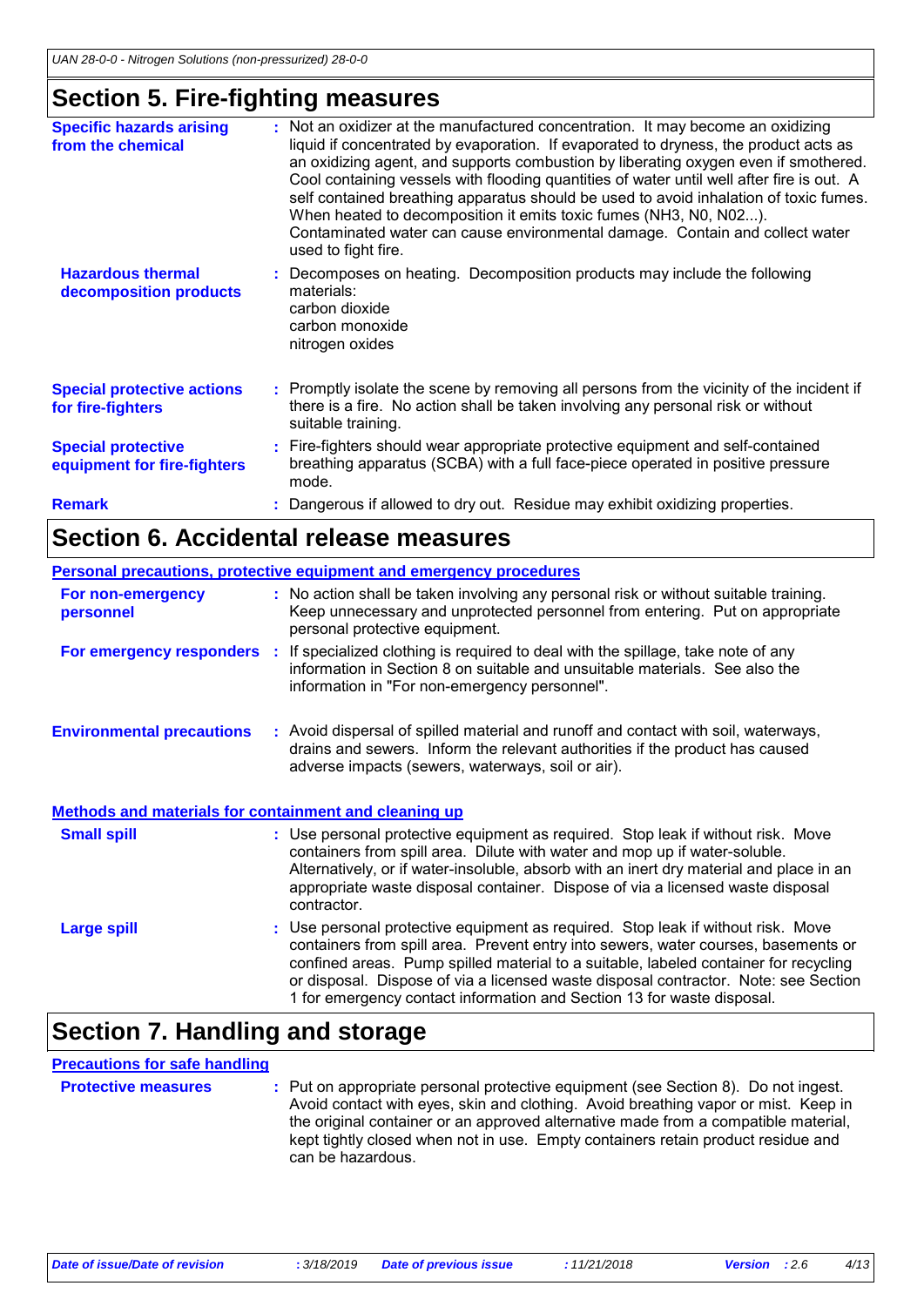## Section 5. Fire-fighting measures

**Specific hazards arising from the chemical** : Not an oxidizer at the manufactured concentration. It may become an oxidizing liquid if concentrated by evaporation. If evaporated to dryness, the product acts as an oxidizing agent, and supports combustion by liberating oxygen even if smothered. Cool containing vessels with flooding quantities of water until well after fire is out. A self contained breathing apparatus should be used to avoid inhalation of toxic fumes. When heated to decomposition it emits toxic fumes (NH3, N0, N02...). Contaminated water can cause environmental damage. Contain and collect water used to fight fire.

**Hazardous thermal decomposition products** : Decomposes on heating. Decomposition products may include the following materials:
carbon dioxide
carbon monoxide
nitrogen oxides

**Special protective actions for fire-fighters** : Promptly isolate the scene by removing all persons from the vicinity of the incident if there is a fire. No action shall be taken involving any personal risk or without suitable training.

**Special protective equipment for fire-fighters** : Fire-fighters should wear appropriate protective equipment and self-contained breathing apparatus (SCBA) with a full face-piece operated in positive pressure mode.

**Remark** : Dangerous if allowed to dry out. Residue may exhibit oxidizing properties.

## Section 6. Accidental release measures

### Personal precautions, protective equipment and emergency procedures

**For non-emergency personnel** : No action shall be taken involving any personal risk or without suitable training. Keep unnecessary and unprotected personnel from entering. Put on appropriate personal protective equipment.

**For emergency responders** : If specialized clothing is required to deal with the spillage, take note of any information in Section 8 on suitable and unsuitable materials. See also the information in "For non-emergency personnel".

**Environmental precautions** : Avoid dispersal of spilled material and runoff and contact with soil, waterways, drains and sewers. Inform the relevant authorities if the product has caused adverse impacts (sewers, waterways, soil or air).

### Methods and materials for containment and cleaning up

**Small spill** : Use personal protective equipment as required. Stop leak if without risk. Move containers from spill area. Dilute with water and mop up if water-soluble. Alternatively, or if water-insoluble, absorb with an inert dry material and place in an appropriate waste disposal container. Dispose of via a licensed waste disposal contractor.

**Large spill** : Use personal protective equipment as required. Stop leak if without risk. Move containers from spill area. Prevent entry into sewers, water courses, basements or confined areas. Pump spilled material to a suitable, labeled container for recycling or disposal. Dispose of via a licensed waste disposal contractor. Note: see Section 1 for emergency contact information and Section 13 for waste disposal.

## Section 7. Handling and storage

### Precautions for safe handling

**Protective measures** : Put on appropriate personal protective equipment (see Section 8). Do not ingest. Avoid contact with eyes, skin and clothing. Avoid breathing vapor or mist. Keep in the original container or an approved alternative made from a compatible material, kept tightly closed when not in use. Empty containers retain product residue and can be hazardous.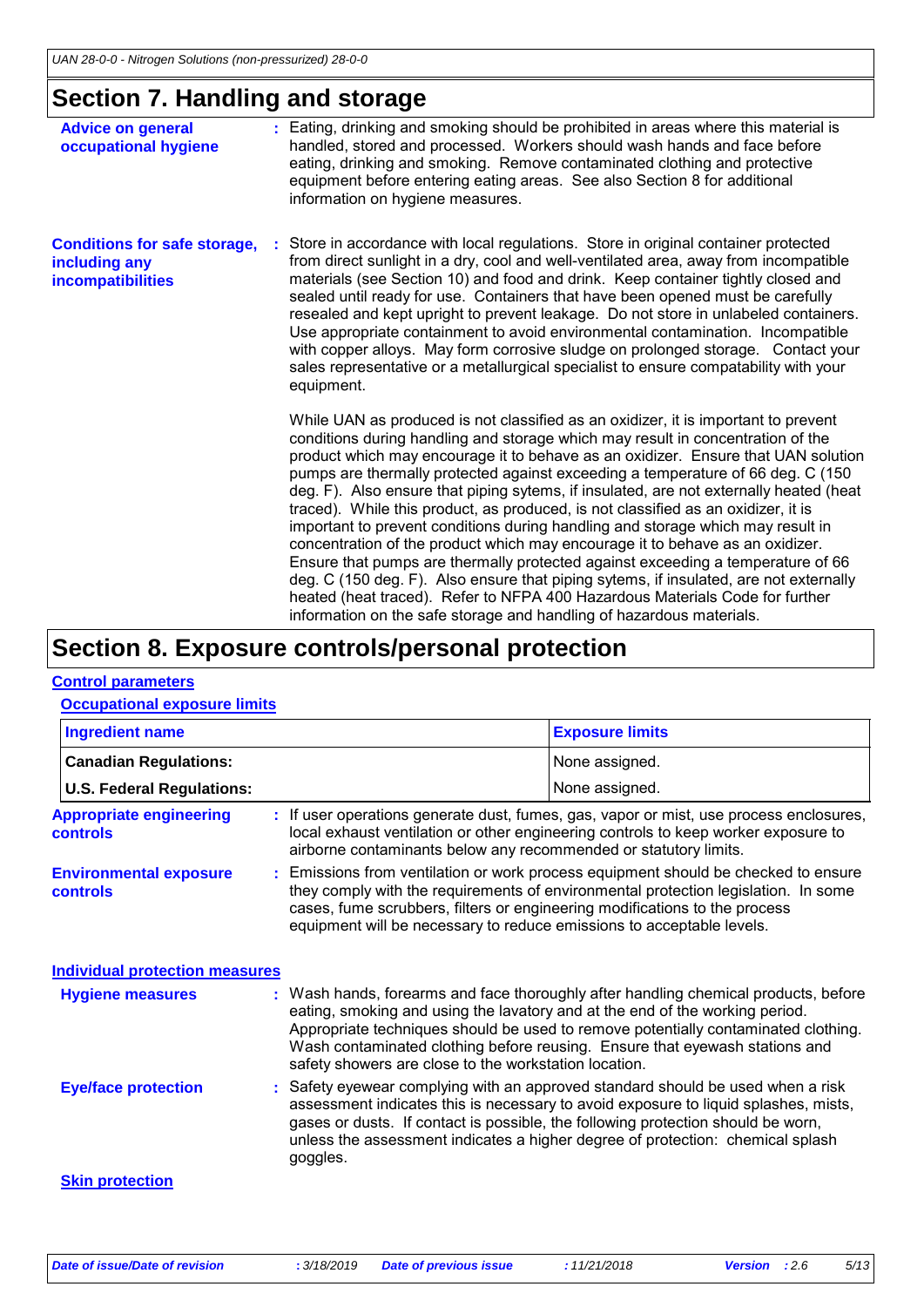# Section 7. Handling and storage

**Advice on general occupational hygiene** : Eating, drinking and smoking should be prohibited in areas where this material is handled, stored and processed. Workers should wash hands and face before eating, drinking and smoking. Remove contaminated clothing and protective equipment before entering eating areas. See also Section 8 for additional information on hygiene measures.

**Conditions for safe storage, including any incompatibilities** : Store in accordance with local regulations. Store in original container protected from direct sunlight in a dry, cool and well-ventilated area, away from incompatible materials (see Section 10) and food and drink. Keep container tightly closed and sealed until ready for use. Containers that have been opened must be carefully resealed and kept upright to prevent leakage. Do not store in unlabeled containers. Use appropriate containment to avoid environmental contamination. Incompatible with copper alloys. May form corrosive sludge on prolonged storage. Contact your sales representative or a metallurgical specialist to ensure compatability with your equipment.

While UAN as produced is not classified as an oxidizer, it is important to prevent conditions during handling and storage which may result in concentration of the product which may encourage it to behave as an oxidizer. Ensure that UAN solution pumps are thermally protected against exceeding a temperature of 66 deg. C (150 deg. F). Also ensure that piping sytems, if insulated, are not externally heated (heat traced). While this product, as produced, is not classified as an oxidizer, it is important to prevent conditions during handling and storage which may result in concentration of the product which may encourage it to behave as an oxidizer. Ensure that pumps are thermally protected against exceeding a temperature of 66 deg. C (150 deg. F). Also ensure that piping sytems, if insulated, are not externally heated (heat traced). Refer to NFPA 400 Hazardous Materials Code for further information on the safe storage and handling of hazardous materials.

# Section 8. Exposure controls/personal protection

## Control parameters

### Occupational exposure limits

| Ingredient name | Exposure limits |
|---|---|
| **Canadian Regulations:** | None assigned. |
| **U.S. Federal Regulations:** | None assigned. |

**Appropriate engineering controls** : If user operations generate dust, fumes, gas, vapor or mist, use process enclosures, local exhaust ventilation or other engineering controls to keep worker exposure to airborne contaminants below any recommended or statutory limits.

**Environmental exposure controls** : Emissions from ventilation or work process equipment should be checked to ensure they comply with the requirements of environmental protection legislation. In some cases, fume scrubbers, filters or engineering modifications to the process equipment will be necessary to reduce emissions to acceptable levels.

## Individual protection measures

**Hygiene measures** : Wash hands, forearms and face thoroughly after handling chemical products, before eating, smoking and using the lavatory and at the end of the working period. Appropriate techniques should be used to remove potentially contaminated clothing. Wash contaminated clothing before reusing. Ensure that eyewash stations and safety showers are close to the workstation location.

**Eye/face protection** : Safety eyewear complying with an approved standard should be used when a risk assessment indicates this is necessary to avoid exposure to liquid splashes, mists, gases or dusts. If contact is possible, the following protection should be worn, unless the assessment indicates a higher degree of protection: chemical splash goggles.

### Skin protection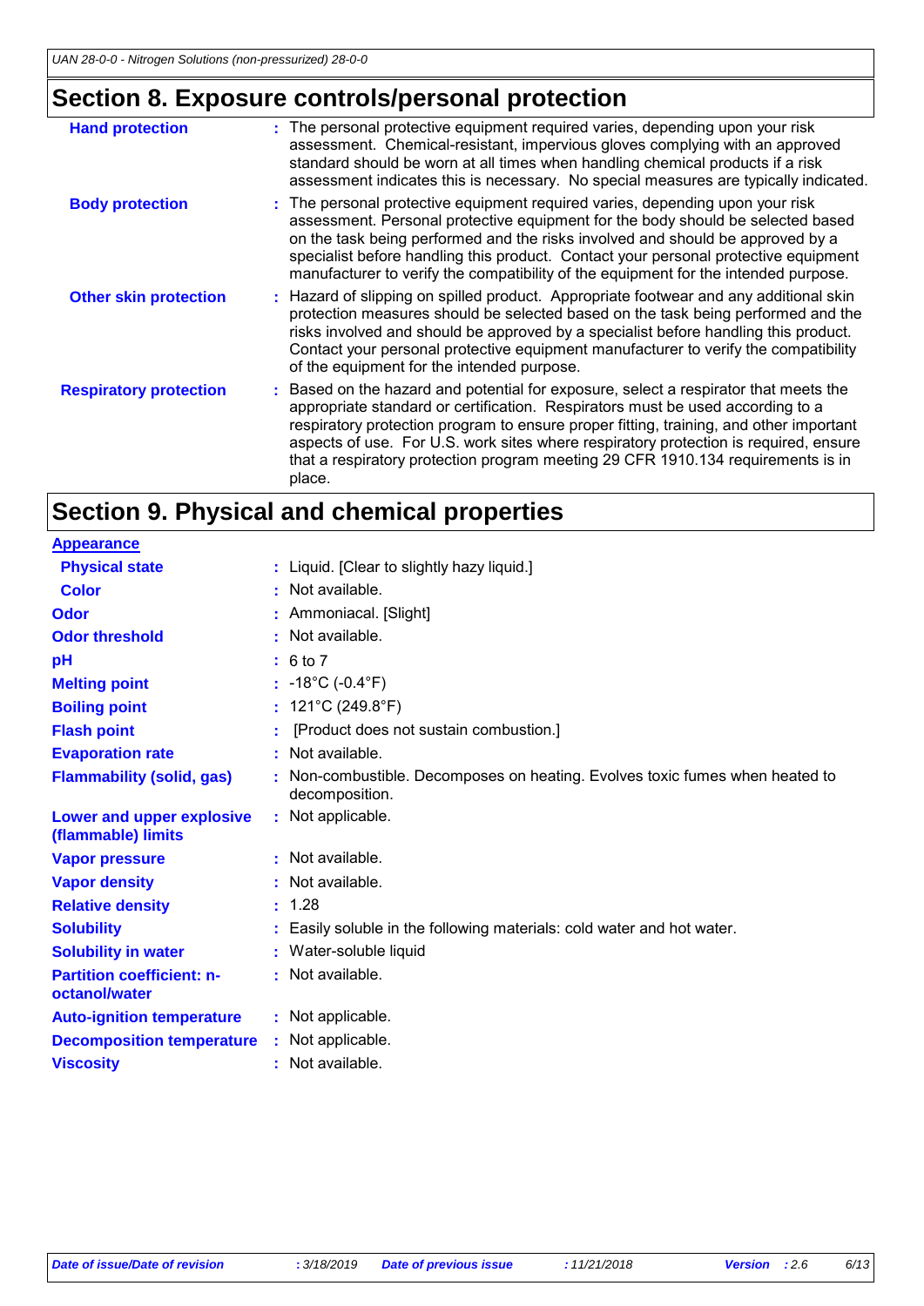## Section 8. Exposure controls/personal protection

**Hand protection** : The personal protective equipment required varies, depending upon your risk assessment. Chemical-resistant, impervious gloves complying with an approved standard should be worn at all times when handling chemical products if a risk assessment indicates this is necessary. No special measures are typically indicated.

**Body protection** : The personal protective equipment required varies, depending upon your risk assessment. Personal protective equipment for the body should be selected based on the task being performed and the risks involved and should be approved by a specialist before handling this product. Contact your personal protective equipment manufacturer to verify the compatibility of the equipment for the intended purpose.

**Other skin protection** : Hazard of slipping on spilled product. Appropriate footwear and any additional skin protection measures should be selected based on the task being performed and the risks involved and should be approved by a specialist before handling this product. Contact your personal protective equipment manufacturer to verify the compatibility of the equipment for the intended purpose.

**Respiratory protection** : Based on the hazard and potential for exposure, select a respirator that meets the appropriate standard or certification. Respirators must be used according to a respiratory protection program to ensure proper fitting, training, and other important aspects of use. For U.S. work sites where respiratory protection is required, ensure that a respiratory protection program meeting 29 CFR 1910.134 requirements is in place.

## Section 9. Physical and chemical properties

**Appearance**

| | |
|---|---|
| **Physical state** | Liquid. [Clear to slightly hazy liquid.] |
| **Color** | Not available. |
| **Odor** | Ammoniacal. [Slight] |
| **Odor threshold** | Not available. |
| **pH** | 6 to 7 |
| **Melting point** | -18°C (-0.4°F) |
| **Boiling point** | 121°C (249.8°F) |
| **Flash point** | [Product does not sustain combustion.] |
| **Evaporation rate** | Not available. |
| **Flammability (solid, gas)** | Non-combustible. Decomposes on heating. Evolves toxic fumes when heated to decomposition. |
| **Lower and upper explosive (flammable) limits** | Not applicable. |
| **Vapor pressure** | Not available. |
| **Vapor density** | Not available. |
| **Relative density** | 1.28 |
| **Solubility** | Easily soluble in the following materials: cold water and hot water. |
| **Solubility in water** | Water-soluble liquid |
| **Partition coefficient: n-octanol/water** | Not available. |
| **Auto-ignition temperature** | Not applicable. |
| **Decomposition temperature** | Not applicable. |
| **Viscosity** | Not available. |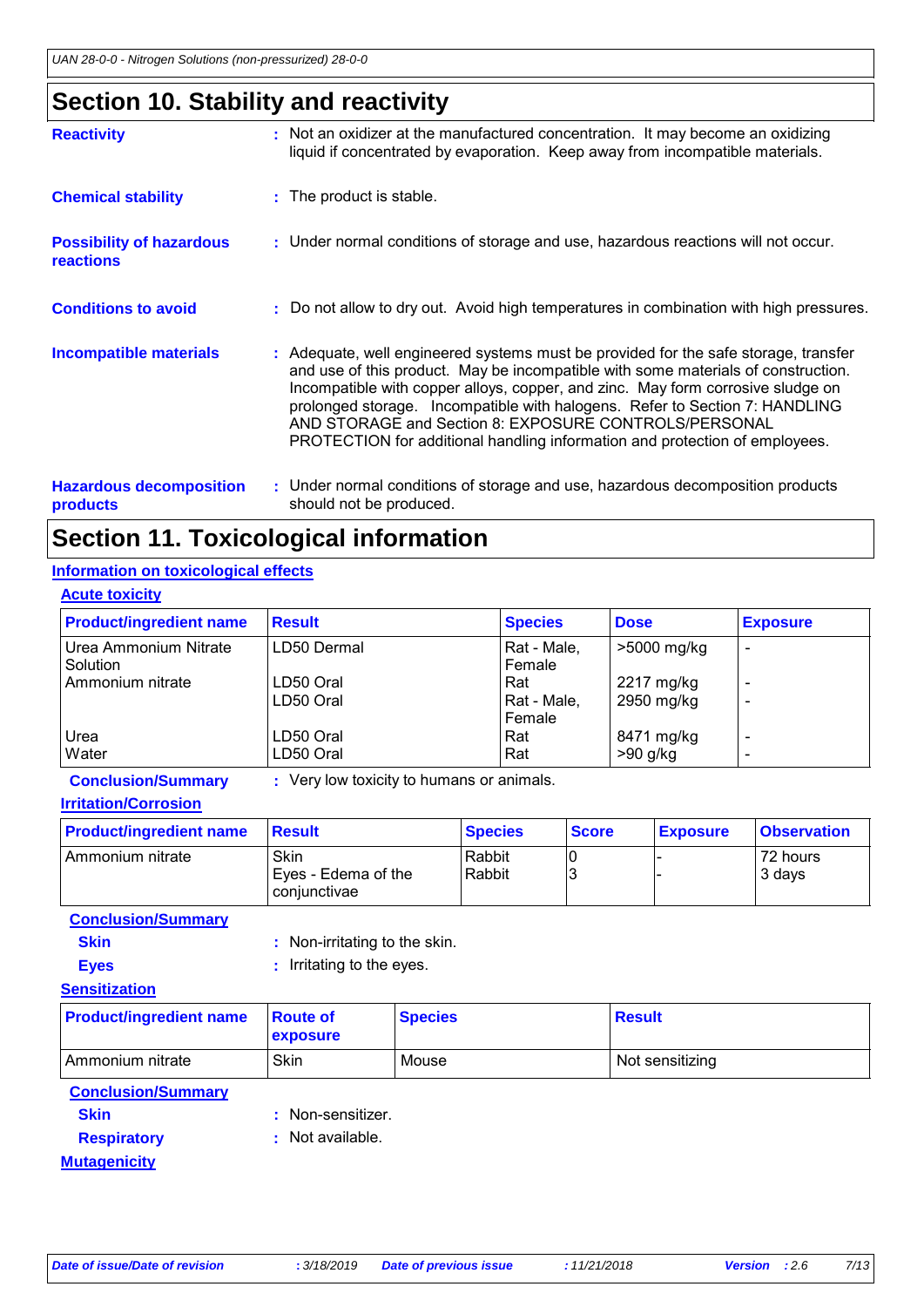## Section 10. Stability and reactivity

**Reactivity** : Not an oxidizer at the manufactured concentration. It may become an oxidizing liquid if concentrated by evaporation. Keep away from incompatible materials.

**Chemical stability** : The product is stable.

**Possibility of hazardous reactions** : Under normal conditions of storage and use, hazardous reactions will not occur.

**Conditions to avoid** : Do not allow to dry out. Avoid high temperatures in combination with high pressures.

**Incompatible materials** : Adequate, well engineered systems must be provided for the safe storage, transfer and use of this product. May be incompatible with some materials of construction. Incompatible with copper alloys, copper, and zinc. May form corrosive sludge on prolonged storage. Incompatible with halogens. Refer to Section 7: HANDLING AND STORAGE and Section 8: EXPOSURE CONTROLS/PERSONAL PROTECTION for additional handling information and protection of employees.

**Hazardous decomposition products** : Under normal conditions of storage and use, hazardous decomposition products should not be produced.

## Section 11. Toxicological information

### Information on toxicological effects

#### Acute toxicity

| Product/ingredient name | Result | Species | Dose | Exposure |
|---|---|---|---|---|
| Urea Ammonium Nitrate Solution | LD50 Dermal | Rat - Male, Female | >5000 mg/kg | - |
| Ammonium nitrate | LD50 Oral | Rat | 2217 mg/kg | - |
| | LD50 Oral | Rat - Male, Female | 2950 mg/kg | - |
| Urea | LD50 Oral | Rat | 8471 mg/kg | - |
| Water | LD50 Oral | Rat | >90 g/kg | - |

**Conclusion/Summary** : Very low toxicity to humans or animals.

#### Irritation/Corrosion

| Product/ingredient name | Result | Species | Score | Exposure | Observation |
|---|---|---|---|---|---|
| Ammonium nitrate | Skin | Rabbit | 0 | - | 72 hours |
| | Eyes - Edema of the conjunctivae | Rabbit | 3 | - | 3 days |

**Conclusion/Summary**

**Skin** : Non-irritating to the skin.

**Eyes** : Irritating to the eyes.

#### Sensitization

| Product/ingredient name | Route of exposure | Species | Result |
|---|---|---|---|
| Ammonium nitrate | Skin | Mouse | Not sensitizing |

**Conclusion/Summary**

**Skin** : Non-sensitizer.

**Respiratory** : Not available.

#### Mutagenicity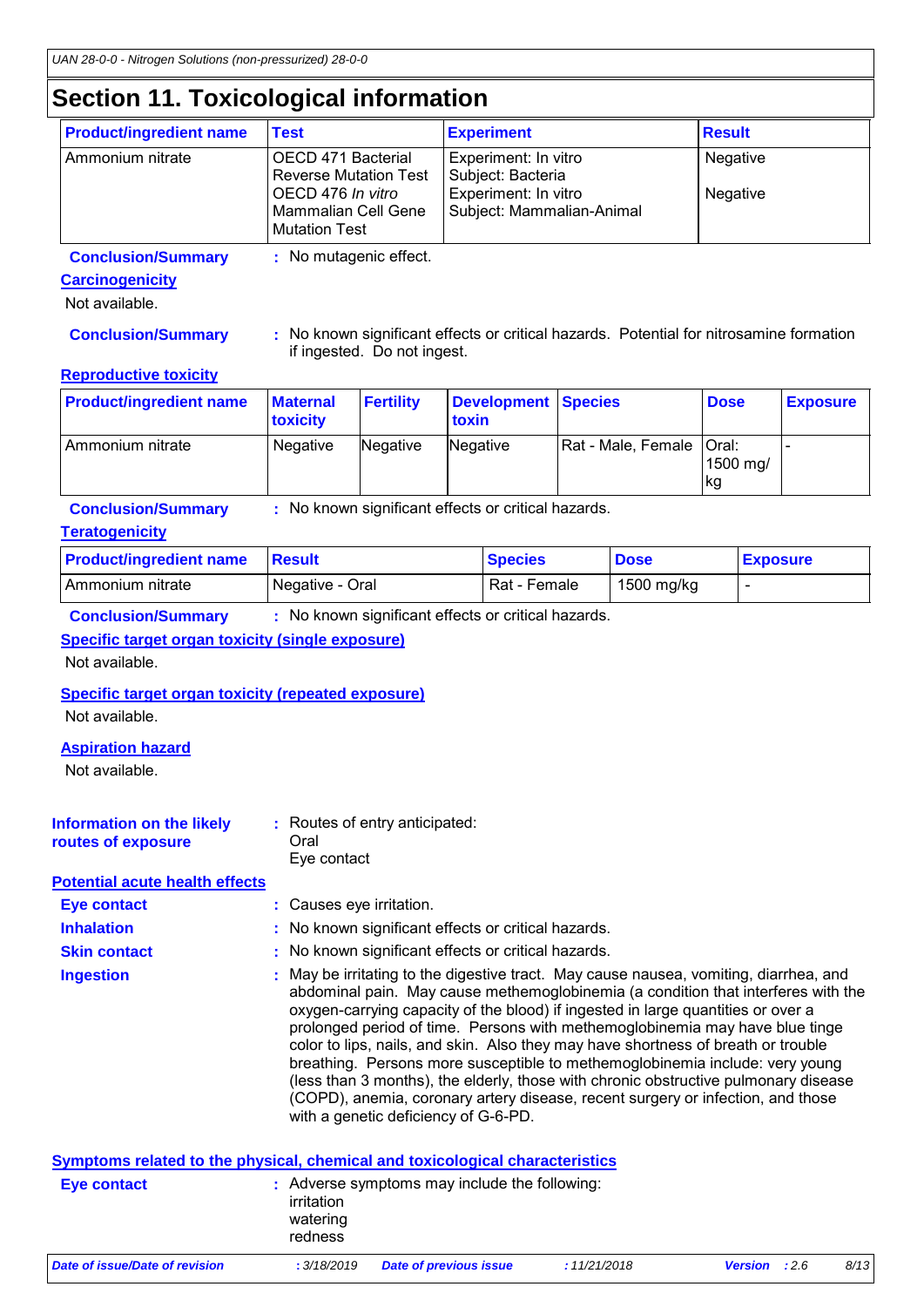## Section 11. Toxicological information

| Product/ingredient name | Test | Experiment | Result |
|---|---|---|---|
| Ammonium nitrate | OECD 471 Bacterial Reverse Mutation Test | Experiment: In vitro Subject: Bacteria | Negative |
| | OECD 476 *In vitro* Mammalian Cell Gene Mutation Test | Experiment: In vitro Subject: Mammalian-Animal | Negative |

**Conclusion/Summary** : No mutagenic effect.

**Carcinogenicity**

Not available.

**Conclusion/Summary** : No known significant effects or critical hazards. Potential for nitrosamine formation if ingested. Do not ingest.

**Reproductive toxicity**

| Product/ingredient name | Maternal toxicity | Fertility | Development toxin | Species | Dose | Exposure |
|---|---|---|---|---|---|---|
| Ammonium nitrate | Negative | Negative | Negative | Rat - Male, Female | Oral: 1500 mg/kg | - |

**Conclusion/Summary** : No known significant effects or critical hazards.

**Teratogenicity**

| Product/ingredient name | Result | Species | Dose | Exposure |
|---|---|---|---|---|
| Ammonium nitrate | Negative - Oral | Rat - Female | 1500 mg/kg | - |

**Conclusion/Summary** : No known significant effects or critical hazards.

**Specific target organ toxicity (single exposure)**

Not available.

**Specific target organ toxicity (repeated exposure)**

Not available.

**Aspiration hazard**

Not available.

**Information on the likely routes of exposure** : Routes of entry anticipated:
Oral
Eye contact

**Potential acute health effects**

**Eye contact** : Causes eye irritation.

**Inhalation** : No known significant effects or critical hazards.

**Skin contact** : No known significant effects or critical hazards.

**Ingestion** : May be irritating to the digestive tract. May cause nausea, vomiting, diarrhea, and abdominal pain. May cause methemoglobinemia (a condition that interferes with the oxygen-carrying capacity of the blood) if ingested in large quantities or over a prolonged period of time. Persons with methemoglobinemia may have blue tinge color to lips, nails, and skin. Also they may have shortness of breath or trouble breathing. Persons more susceptible to methemoglobinemia include: very young (less than 3 months), the elderly, those with chronic obstructive pulmonary disease (COPD), anemia, coronary artery disease, recent surgery or infection, and those with a genetic deficiency of G-6-PD.

**Symptoms related to the physical, chemical and toxicological characteristics**

**Eye contact** : Adverse symptoms may include the following:
irritation
watering
redness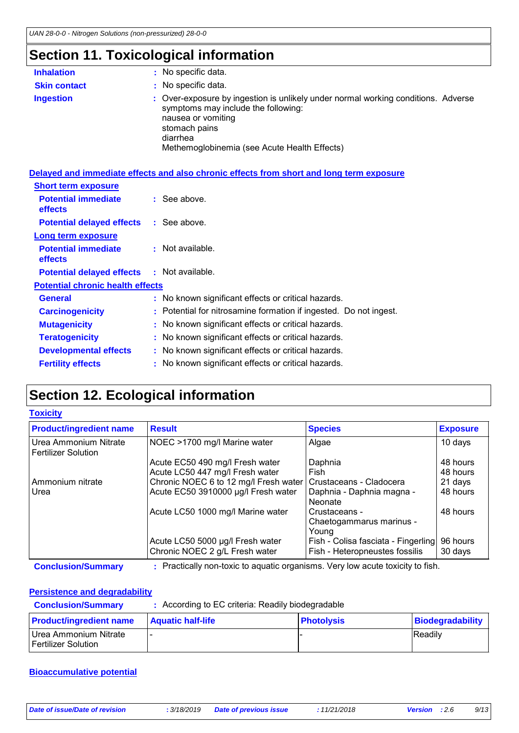# Section 11. Toxicological information

**Inhalation** : No specific data.

**Skin contact** : No specific data.

**Ingestion** : Over-exposure by ingestion is unlikely under normal working conditions. Adverse symptoms may include the following:
nausea or vomiting
stomach pains
diarrhea
Methemoglobinemia (see Acute Health Effects)

**Delayed and immediate effects and also chronic effects from short and long term exposure**

**Short term exposure**

**Potential immediate effects** : See above.

**Potential delayed effects** : See above.

**Long term exposure**

**Potential immediate effects** : Not available.

**Potential delayed effects** : Not available.

**Potential chronic health effects**

**General** : No known significant effects or critical hazards.

**Carcinogenicity** : Potential for nitrosamine formation if ingested. Do not ingest.

**Mutagenicity** : No known significant effects or critical hazards.

**Teratogenicity** : No known significant effects or critical hazards.

**Developmental effects** : No known significant effects or critical hazards.

**Fertility effects** : No known significant effects or critical hazards.

# Section 12. Ecological information

**Toxicity**

| Product/ingredient name | Result | Species | Exposure |
|---|---|---|---|
| Urea Ammonium Nitrate Fertilizer Solution | NOEC >1700 mg/l Marine water | Algae | 10 days |
| | Acute EC50 490 mg/l Fresh water | Daphnia | 48 hours |
| | Acute LC50 447 mg/l Fresh water | Fish | 48 hours |
| Ammonium nitrate | Chronic NOEC 6 to 12 mg/l Fresh water | Crustaceans - Cladocera | 21 days |
| Urea | Acute EC50 3910000 µg/l Fresh water | Daphnia - Daphnia magna - Neonate | 48 hours |
| | Acute LC50 1000 mg/l Marine water | Crustaceans - Chaetogammarus marinus - Young | 48 hours |
| | Acute LC50 5000 µg/l Fresh water | Fish - Colisa fasciata - Fingerling | 96 hours |
| | Chronic NOEC 2 g/L Fresh water | Fish - Heteropneustes fossilis | 30 days |

**Conclusion/Summary** : Practically non-toxic to aquatic organisms. Very low acute toxicity to fish.

**Persistence and degradability**

**Conclusion/Summary** : According to EC criteria: Readily biodegradable

| Product/ingredient name | Aquatic half-life | Photolysis | Biodegradability |
|---|---|---|---|
| Urea Ammonium Nitrate Fertilizer Solution | - | - | Readily |

**Bioaccumulative potential**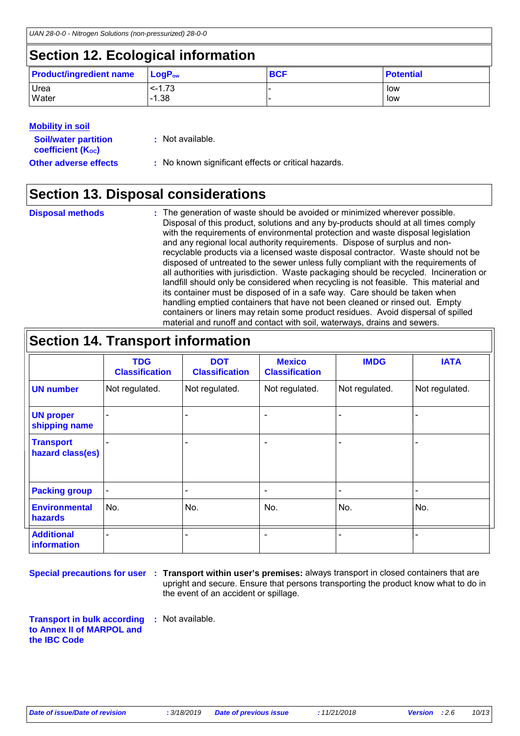## Section 12. Ecological information

| Product/ingredient name | $LogP_{ow}$ | BCF | Potential |
|---|---|---|---|
| Urea | <-1.73 | - | low |
| Water | -1.38 | - | low |

**Mobility in soil**

**Soil/water partition coefficient ($K_{OC}$)** : Not available.

**Other adverse effects** : No known significant effects or critical hazards.

## Section 13. Disposal considerations

**Disposal methods** : The generation of waste should be avoided or minimized wherever possible. Disposal of this product, solutions and any by-products should at all times comply with the requirements of environmental protection and waste disposal legislation and any regional local authority requirements. Dispose of surplus and non-recyclable products via a licensed waste disposal contractor. Waste should not be disposed of untreated to the sewer unless fully compliant with the requirements of all authorities with jurisdiction. Waste packaging should be recycled. Incineration or landfill should only be considered when recycling is not feasible. This material and its container must be disposed of in a safe way. Care should be taken when handling emptied containers that have not been cleaned or rinsed out. Empty containers or liners may retain some product residues. Avoid dispersal of spilled material and runoff and contact with soil, waterways, drains and sewers.

## Section 14. Transport information

| | TDG Classification | DOT Classification | Mexico Classification | IMDG | IATA |
|---|---|---|---|---|---|
| UN number | Not regulated. | Not regulated. | Not regulated. | Not regulated. | Not regulated. |
| UN proper shipping name | - | - | - | - | - |
| Transport hazard class(es) | - | - | - | - | - |
| Packing group | - | - | - | - | - |
| Environmental hazards | No. | No. | No. | No. | No. |
| Additional information | - | - | - | - | - |

**Special precautions for user** : **Transport within user's premises:** always transport in closed containers that are upright and secure. Ensure that persons transporting the product know what to do in the event of an accident or spillage.

**Transport in bulk according to Annex II of MARPOL and the IBC Code** : Not available.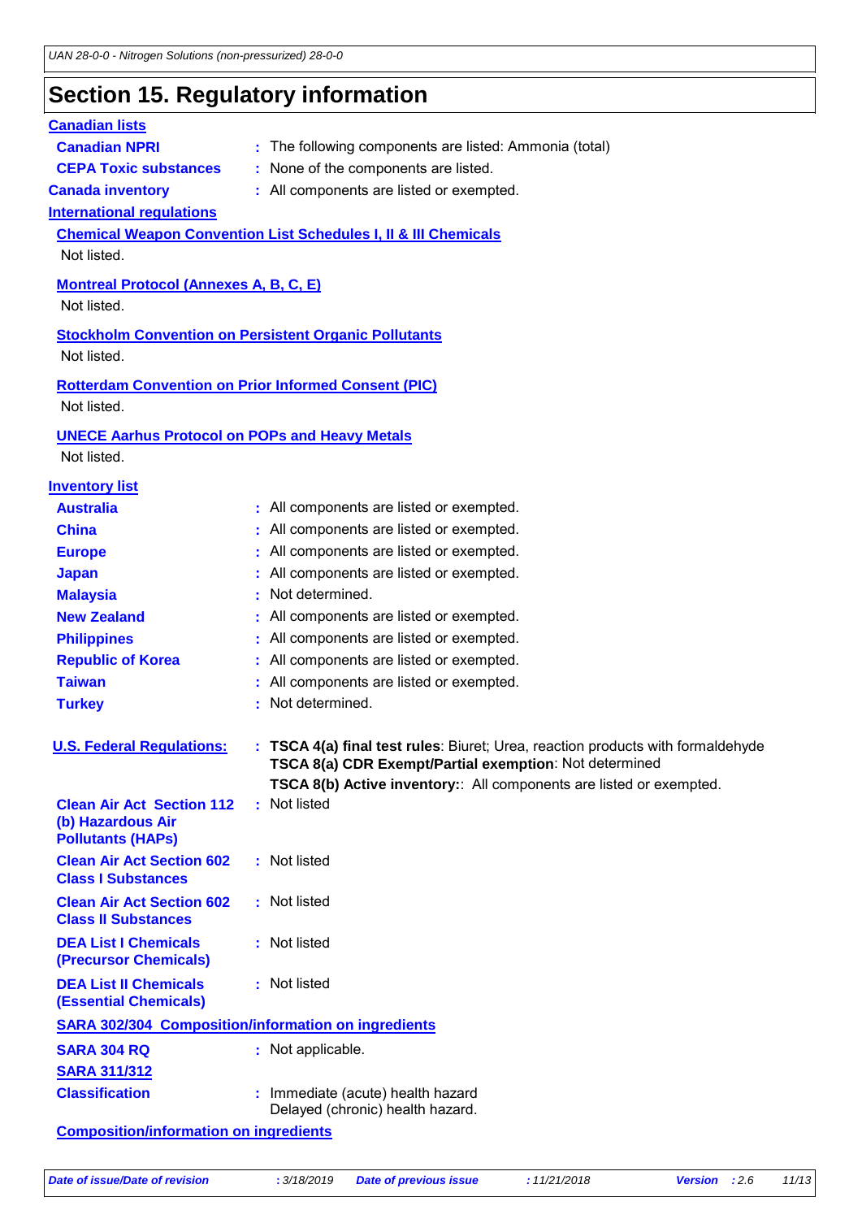## Section 15. Regulatory information

**Canadian lists**

**Canadian NPRI** : The following components are listed: Ammonia (total)

**CEPA Toxic substances** : None of the components are listed.

**Canada inventory** : All components are listed or exempted.

**International regulations**

**Chemical Weapon Convention List Schedules I, II & III Chemicals**

Not listed.

**Montreal Protocol (Annexes A, B, C, E)**

Not listed.

**Stockholm Convention on Persistent Organic Pollutants**

Not listed.

**Rotterdam Convention on Prior Informed Consent (PIC)**

Not listed.

**UNECE Aarhus Protocol on POPs and Heavy Metals**

Not listed.

**Inventory list**

**Australia** : All components are listed or exempted.

**China** : All components are listed or exempted.

**Europe** : All components are listed or exempted.

**Japan** : All components are listed or exempted.

**Malaysia** : Not determined.

**New Zealand** : All components are listed or exempted.

**Philippines** : All components are listed or exempted.

**Republic of Korea** : All components are listed or exempted.

**Taiwan** : All components are listed or exempted.

**Turkey** : Not determined.

**U.S. Federal Regulations:** : **TSCA 4(a) final test rules**: Biuret; Urea, reaction products with formaldehyde
**TSCA 8(a) CDR Exempt/Partial exemption**: Not determined
**TSCA 8(b) Active inventory:**: All components are listed or exempted.

**Clean Air Act Section 112 (b) Hazardous Air Pollutants (HAPs)** : Not listed

**Clean Air Act Section 602 Class I Substances** : Not listed

**Clean Air Act Section 602 Class II Substances** : Not listed

**DEA List I Chemicals (Precursor Chemicals)** : Not listed

**DEA List II Chemicals (Essential Chemicals)** : Not listed

**SARA 302/304 Composition/information on ingredients**

**SARA 304 RQ** : Not applicable.

**SARA 311/312**

**Classification** : Immediate (acute) health hazard
Delayed (chronic) health hazard.

**Composition/information on ingredients**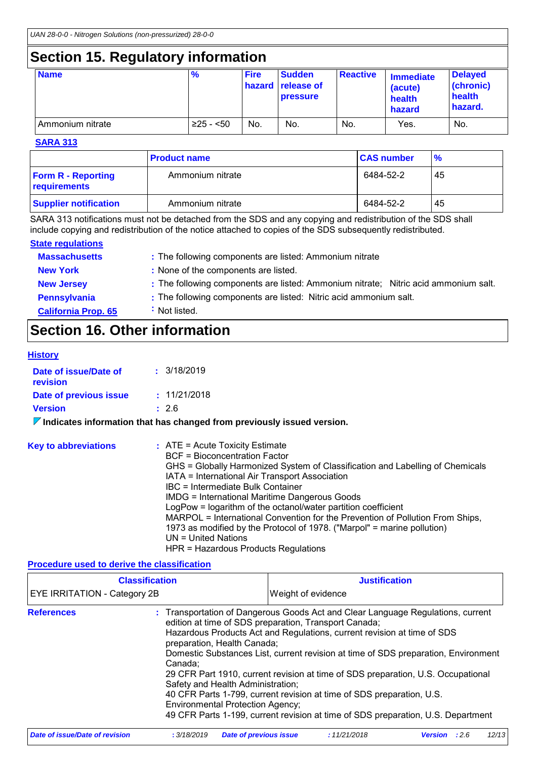## Section 15. Regulatory information

| Name | % | Fire hazard | Sudden release of pressure | Reactive | Immediate (acute) health hazard | Delayed (chronic) health hazard. |
|---|---|---|---|---|---|---|
| Ammonium nitrate | ≥25 - <50 | No. | No. | No. | Yes. | No. |

**SARA 313**

| | Product name | CAS number | % |
|---|---|---|---|
| **Form R - Reporting requirements** | Ammonium nitrate | 6484-52-2 | 45 |
| **Supplier notification** | Ammonium nitrate | 6484-52-2 | 45 |

SARA 313 notifications must not be detached from the SDS and any copying and redistribution of the SDS shall include copying and redistribution of the notice attached to copies of the SDS subsequently redistributed.

**State regulations**

**Massachusetts** : The following components are listed: Ammonium nitrate

**New York** : None of the components are listed.

**New Jersey** : The following components are listed: Ammonium nitrate; Nitric acid ammonium salt.

**Pennsylvania** : The following components are listed: Nitric acid ammonium salt.

**California Prop. 65** : Not listed.

## Section 16. Other information

**History**

**Date of issue/Date of revision** : 3/18/2019

**Date of previous issue** : 11/21/2018

**Version** : 2.6

**Indicates information that has changed from previously issued version.**

**Key to abbreviations** : ATE = Acute Toxicity Estimate
BCF = Bioconcentration Factor
GHS = Globally Harmonized System of Classification and Labelling of Chemicals
IATA = International Air Transport Association
IBC = Intermediate Bulk Container
IMDG = International Maritime Dangerous Goods
LogPow = logarithm of the octanol/water partition coefficient
MARPOL = International Convention for the Prevention of Pollution From Ships, 1973 as modified by the Protocol of 1978. ("Marpol" = marine pollution)
UN = United Nations
HPR = Hazardous Products Regulations

**Procedure used to derive the classification**

| Classification | Justification |
|---|---|
| EYE IRRITATION - Category 2B | Weight of evidence |

**References** : Transportation of Dangerous Goods Act and Clear Language Regulations, current edition at time of SDS preparation, Transport Canada;
Hazardous Products Act and Regulations, current revision at time of SDS preparation, Health Canada;
Domestic Substances List, current revision at time of SDS preparation, Environment Canada;
29 CFR Part 1910, current revision at time of SDS preparation, U.S. Occupational Safety and Health Administration;
40 CFR Parts 1-799, current revision at time of SDS preparation, U.S. Environmental Protection Agency;
49 CFR Parts 1-199, current revision at time of SDS preparation, U.S. Department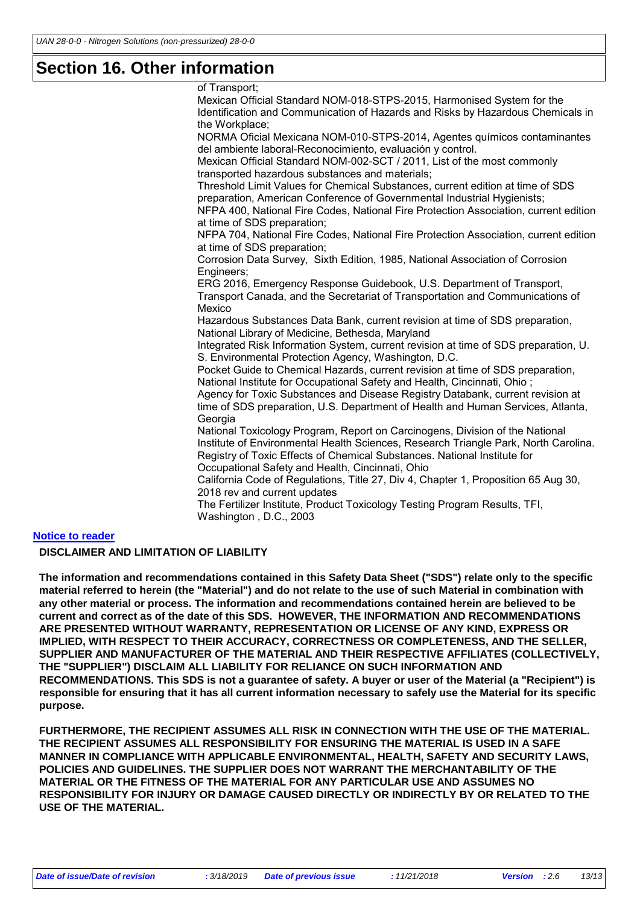# Section 16. Other information

of Transport;
Mexican Official Standard NOM-018-STPS-2015, Harmonised System for the Identification and Communication of Hazards and Risks by Hazardous Chemicals in the Workplace;
NORMA Oficial Mexicana NOM-010-STPS-2014, Agentes químicos contaminantes del ambiente laboral-Reconocimiento, evaluación y control.
Mexican Official Standard NOM-002-SCT / 2011, List of the most commonly transported hazardous substances and materials;
Threshold Limit Values for Chemical Substances, current edition at time of SDS preparation, American Conference of Governmental Industrial Hygienists;
NFPA 400, National Fire Codes, National Fire Protection Association, current edition at time of SDS preparation;
NFPA 704, National Fire Codes, National Fire Protection Association, current edition at time of SDS preparation;
Corrosion Data Survey, Sixth Edition, 1985, National Association of Corrosion Engineers;
ERG 2016, Emergency Response Guidebook, U.S. Department of Transport, Transport Canada, and the Secretariat of Transportation and Communications of Mexico
Hazardous Substances Data Bank, current revision at time of SDS preparation, National Library of Medicine, Bethesda, Maryland
Integrated Risk Information System, current revision at time of SDS preparation, U. S. Environmental Protection Agency, Washington, D.C.
Pocket Guide to Chemical Hazards, current revision at time of SDS preparation, National Institute for Occupational Safety and Health, Cincinnati, Ohio ;
Agency for Toxic Substances and Disease Registry Databank, current revision at time of SDS preparation, U.S. Department of Health and Human Services, Atlanta, Georgia
National Toxicology Program, Report on Carcinogens, Division of the National Institute of Environmental Health Sciences, Research Triangle Park, North Carolina.
Registry of Toxic Effects of Chemical Substances. National Institute for Occupational Safety and Health, Cincinnati, Ohio
California Code of Regulations, Title 27, Div 4, Chapter 1, Proposition 65 Aug 30, 2018 rev and current updates
The Fertilizer Institute, Product Toxicology Testing Program Results, TFI, Washington , D.C., 2003

**Notice to reader**

**DISCLAIMER AND LIMITATION OF LIABILITY**

**The information and recommendations contained in this Safety Data Sheet ("SDS") relate only to the specific material referred to herein (the "Material") and do not relate to the use of such Material in combination with any other material or process. The information and recommendations contained herein are believed to be current and correct as of the date of this SDS. HOWEVER, THE INFORMATION AND RECOMMENDATIONS ARE PRESENTED WITHOUT WARRANTY, REPRESENTATION OR LICENSE OF ANY KIND, EXPRESS OR IMPLIED, WITH RESPECT TO THEIR ACCURACY, CORRECTNESS OR COMPLETENESS, AND THE SELLER, SUPPLIER AND MANUFACTURER OF THE MATERIAL AND THEIR RESPECTIVE AFFILIATES (COLLECTIVELY, THE "SUPPLIER") DISCLAIM ALL LIABILITY FOR RELIANCE ON SUCH INFORMATION AND RECOMMENDATIONS. This SDS is not a guarantee of safety. A buyer or user of the Material (a "Recipient") is responsible for ensuring that it has all current information necessary to safely use the Material for its specific purpose.**

**FURTHERMORE, THE RECIPIENT ASSUMES ALL RISK IN CONNECTION WITH THE USE OF THE MATERIAL. THE RECIPIENT ASSUMES ALL RESPONSIBILITY FOR ENSURING THE MATERIAL IS USED IN A SAFE MANNER IN COMPLIANCE WITH APPLICABLE ENVIRONMENTAL, HEALTH, SAFETY AND SECURITY LAWS, POLICIES AND GUIDELINES. THE SUPPLIER DOES NOT WARRANT THE MERCHANTABILITY OF THE MATERIAL OR THE FITNESS OF THE MATERIAL FOR ANY PARTICULAR USE AND ASSUMES NO RESPONSIBILITY FOR INJURY OR DAMAGE CAUSED DIRECTLY OR INDIRECTLY BY OR RELATED TO THE USE OF THE MATERIAL.**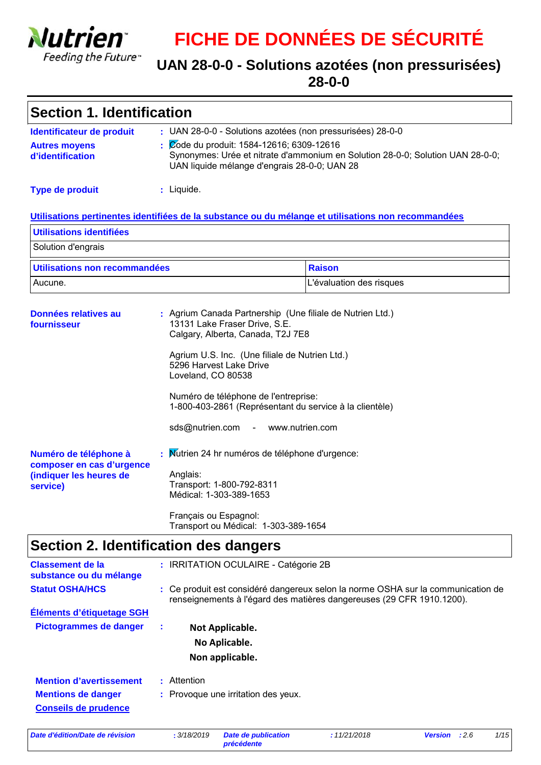# FICHE DE DONNÉES DE SÉCURITÉ

## UAN 28-0-0 - Solutions azotées (non pressurisées) 28-0-0

## Section 1. Identification

**Identificateur de produit** : UAN 28-0-0 - Solutions azotées (non pressurisées) 28-0-0

**Autres moyens d'identification** : Code du produit: 1584-12616; 6309-12616
Synonymes: Urée et nitrate d'ammonium en Solution 28-0-0; Solution UAN 28-0-0; UAN liquide mélange d'engrais 28-0-0; UAN 28

**Type de produit** : Liquide.

**Utilisations pertinentes identifiées de la substance ou du mélange et utilisations non recommandées**

| Utilisations identifiées |
| --- |
| Solution d'engrais |

| Utilisations non recommandées | Raison |
| --- | --- |
| Aucune. | L'évaluation des risques |

**Données relatives au fournisseur** : Agrium Canada Partnership (Une filiale de Nutrien Ltd.)
13131 Lake Fraser Drive, S.E.
Calgary, Alberta, Canada, T2J 7E8

Agrium U.S. Inc. (Une filiale de Nutrien Ltd.)
5296 Harvest Lake Drive
Loveland, CO 80538

Numéro de téléphone de l'entreprise:
1-800-403-2861 (Représentant du service à la clientèle)

sds@nutrien.com - www.nutrien.com

**Numéro de téléphone à composer en cas d'urgence (indiquer les heures de service)** : Nutrien 24 hr numéros de téléphone d'urgence:

Anglais:
Transport: 1-800-792-8311
Médical: 1-303-389-1653

Français ou Espagnol:
Transport ou Médical: 1-303-389-1654

## Section 2. Identification des dangers

**Classement de la substance ou du mélange** : IRRITATION OCULAIRE - Catégorie 2B

**Statut OSHA/HCS** : Ce produit est considéré dangereux selon la norme OSHA sur la communication de renseignements à l'égard des matières dangereuses (29 CFR 1910.1200).

**Éléments d'étiquetage SGH**

**Pictogrammes de danger** :

**Not Applicable.**
**No Aplicable.**
**Non applicable.**

**Mention d'avertissement** : Attention

**Mentions de danger** : Provoque une irritation des yeux.

**Conseils de prudence**

| Date d'édition/Date de révision | : 3/18/2019 | Date de publication précédente | : 11/21/2018 | Version | : 2.6 |
| --- | --- | --- | --- | --- | --- |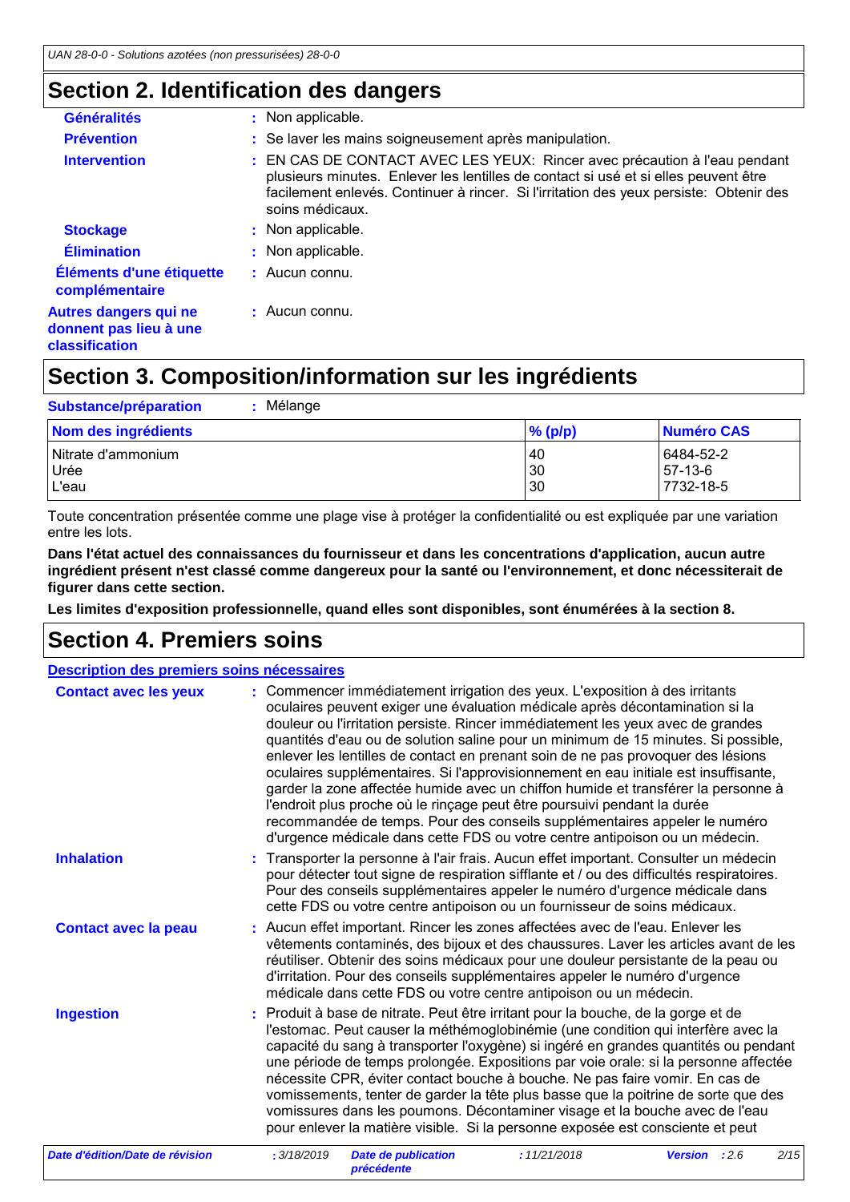## Section 2. Identification des dangers

**Généralités** : Non applicable.

**Prévention** : Se laver les mains soigneusement après manipulation.

**Intervention** : EN CAS DE CONTACT AVEC LES YEUX: Rincer avec précaution à l'eau pendant plusieurs minutes. Enlever les lentilles de contact si usé et si elles peuvent être facilement enlevés. Continuer à rincer. Si l'irritation des yeux persiste: Obtenir des soins médicaux.

**Stockage** : Non applicable.

**Élimination** : Non applicable.

**Éléments d'une étiquette complémentaire** : Aucun connu.

**Autres dangers qui ne donnent pas lieu à une classification** : Aucun connu.

## Section 3. Composition/information sur les ingrédients

**Substance/préparation** : Mélange

| Nom des ingrédients | % (p/p) | Numéro CAS |
|---|---|---|
| Nitrate d'ammonium | 40 | 6484-52-2 |
| Urée | 30 | 57-13-6 |
| L'eau | 30 | 7732-18-5 |

Toute concentration présentée comme une plage vise à protéger la confidentialité ou est expliquée par une variation entre les lots.

**Dans l'état actuel des connaissances du fournisseur et dans les concentrations d'application, aucun autre ingrédient présent n'est classé comme dangereux pour la santé ou l'environnement, et donc nécessiterait de figurer dans cette section.**

**Les limites d'exposition professionnelle, quand elles sont disponibles, sont énumérées à la section 8.**

## Section 4. Premiers soins

**Description des premiers soins nécessaires**

**Contact avec les yeux** : Commencer immédiatement irrigation des yeux. L'exposition à des irritants oculaires peuvent exiger une évaluation médicale après décontamination si la douleur ou l'irritation persiste. Rincer immédiatement les yeux avec de grandes quantités d'eau ou de solution saline pour un minimum de 15 minutes. Si possible, enlever les lentilles de contact en prenant soin de ne pas provoquer des lésions oculaires supplémentaires. Si l'approvisionnement en eau initiale est insuffisante, garder la zone affectée humide avec un chiffon humide et transférer la personne à l'endroit plus proche où le rinçage peut être poursuivi pendant la durée recommandée de temps. Pour des conseils supplémentaires appeler le numéro d'urgence médicale dans cette FDS ou votre centre antipoison ou un médecin.

**Inhalation** : Transporter la personne à l'air frais. Aucun effet important. Consulter un médecin pour détecter tout signe de respiration sifflante et / ou des difficultés respiratoires. Pour des conseils supplémentaires appeler le numéro d'urgence médicale dans cette FDS ou votre centre antipoison ou un fournisseur de soins médicaux.

**Contact avec la peau** : Aucun effet important. Rincer les zones affectées avec de l'eau. Enlever les vêtements contaminés, des bijoux et des chaussures. Laver les articles avant de les réutiliser. Obtenir des soins médicaux pour une douleur persistante de la peau ou d'irritation. Pour des conseils supplémentaires appeler le numéro d'urgence médicale dans cette FDS ou votre centre antipoison ou un médecin.

**Ingestion** : Produit à base de nitrate. Peut être irritant pour la bouche, de la gorge et de l'estomac. Peut causer la méthémoglobinémie (une condition qui interfère avec la capacité du sang à transporter l'oxygène) si ingéré en grandes quantités ou pendant une période de temps prolongée. Expositions par voie orale: si la personne affectée nécessite CPR, éviter contact bouche à bouche. Ne pas faire vomir. En cas de vomissements, tenter de garder la tête plus basse que la poitrine de sorte que des vomissures dans les poumons. Décontaminer visage et la bouche avec de l'eau pour enlever la matière visible. Si la personne exposée est consciente et peut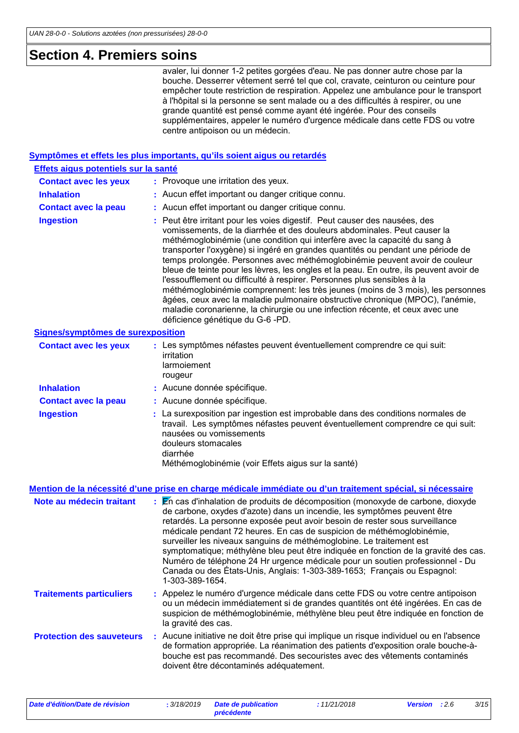# Section 4. Premiers soins

avaler, lui donner 1-2 petites gorgées d'eau. Ne pas donner autre chose par la bouche. Desserrer vêtement serré tel que col, cravate, ceinturon ou ceinture pour empêcher toute restriction de respiration. Appelez une ambulance pour le transport à l'hôpital si la personne se sent malade ou a des difficultés à respirer, ou une grande quantité est pensé comme ayant été ingérée. Pour des conseils supplémentaires, appeler le numéro d'urgence médicale dans cette FDS ou votre centre antipoison ou un médecin.

## Symptômes et effets les plus importants, qu'ils soient aigus ou retardés

### Effets aigus potentiels sur la santé

**Contact avec les yeux** : Provoque une irritation des yeux.

**Inhalation** : Aucun effet important ou danger critique connu.

**Contact avec la peau** : Aucun effet important ou danger critique connu.

**Ingestion** : Peut être irritant pour les voies digestif. Peut causer des nausées, des vomissements, de la diarrhée et des douleurs abdominales. Peut causer la méthémoglobinémie (une condition qui interfère avec la capacité du sang à transporter l'oxygène) si ingéré en grandes quantités ou pendant une période de temps prolongée. Personnes avec méthémoglobinémie peuvent avoir de couleur bleue de teinte pour les lèvres, les ongles et la peau. En outre, ils peuvent avoir de l'essoufflement ou difficulté à respirer. Personnes plus sensibles à la méthémoglobinémie comprennent: les très jeunes (moins de 3 mois), les personnes âgées, ceux avec la maladie pulmonaire obstructive chronique (MPOC), l'anémie, maladie coronarienne, la chirurgie ou une infection récente, et ceux avec une déficience génétique du G-6 -PD.

### Signes/symptômes de surexposition

**Contact avec les yeux** : Les symptômes néfastes peuvent éventuellement comprendre ce qui suit:
irritation
larmoiement
rougeur

**Inhalation** : Aucune donnée spécifique.

**Contact avec la peau** : Aucune donnée spécifique.

**Ingestion** : La surexposition par ingestion est improbable dans des conditions normales de travail. Les symptômes néfastes peuvent éventuellement comprendre ce qui suit:
nausées ou vomissements
douleurs stomacales
diarrhée
Méthémoglobinémie (voir Effets aigus sur la santé)

## Mention de la nécessité d'une prise en charge médicale immédiate ou d'un traitement spécial, si nécessaire

**Note au médecin traitant** : En cas d'inhalation de produits de décomposition (monoxyde de carbone, dioxyde de carbone, oxydes d'azote) dans un incendie, les symptômes peuvent être retardés. La personne exposée peut avoir besoin de rester sous surveillance médicale pendant 72 heures. En cas de suspicion de méthémoglobinémie, surveiller les niveaux sanguins de méthémoglobine. Le traitement est symptomatique; méthylène bleu peut être indiquée en fonction de la gravité des cas. Numéro de téléphone 24 Hr urgence médicale pour un soutien professionnel - Du Canada ou des États-Unis, Anglais: 1-303-389-1653; Français ou Espagnol: 1-303-389-1654.

**Traitements particuliers** : Appelez le numéro d'urgence médicale dans cette FDS ou votre centre antipoison ou un médecin immédiatement si de grandes quantités ont été ingérées. En cas de suspicion de méthémoglobinémie, méthylène bleu peut être indiquée en fonction de la gravité des cas.

**Protection des sauveteurs** : Aucune initiative ne doit être prise qui implique un risque individuel ou en l'absence de formation appropriée. La réanimation des patients d'exposition orale bouche-à-bouche est pas recommandé. Des secouristes avec des vêtements contaminés doivent être décontaminés adéquatement.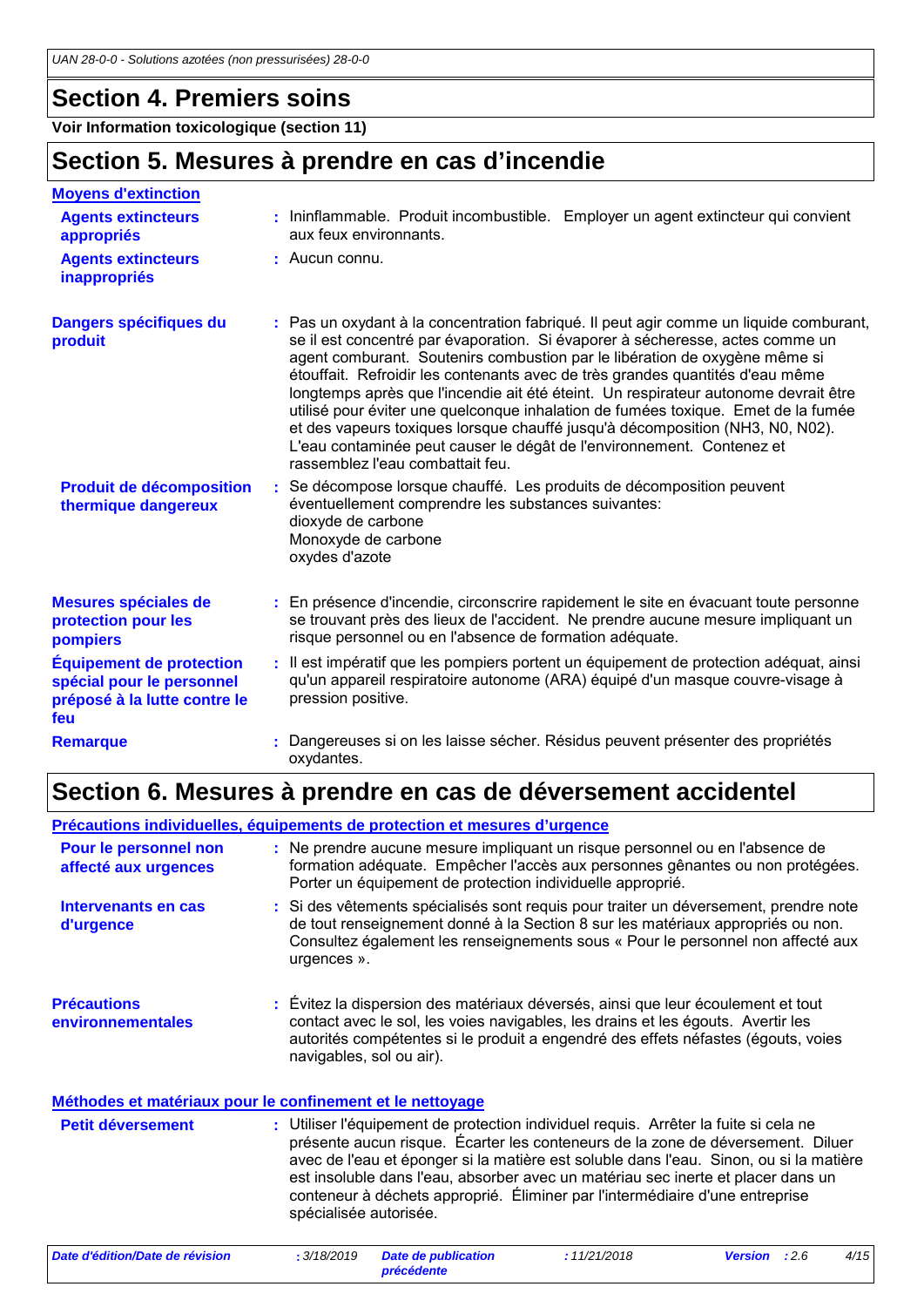## Section 4. Premiers soins

**Voir Information toxicologique (section 11)**

## Section 5. Mesures à prendre en cas d’incendie

**Moyens d'extinction**

**Agents extincteurs appropriés** : Ininflammable. Produit incombustible. Employer un agent extincteur qui convient aux feux environnants.

**Agents extincteurs inappropriés** : Aucun connu.

**Dangers spécifiques du produit** : Pas un oxydant à la concentration fabriqué. Il peut agir comme un liquide comburant, se il est concentré par évaporation. Si évaporer à sécheresse, actes comme un agent comburant. Soutenirs combustion par le libération de oxygène même si étouffait. Refroidir les contenants avec de très grandes quantités d'eau même longtemps après que l'incendie ait été éteint. Un respirateur autonome devrait être utilisé pour éviter une quelconque inhalation de fumées toxique. Emet de la fumée et des vapeurs toxiques lorsque chauffé jusqu'à décomposition ($NH_3$, N0, N02). L'eau contaminée peut causer le dégât de l'environnement. Contenez et rassemblez l'eau combattait feu.

**Produit de décomposition thermique dangereux** : Se décompose lorsque chauffé. Les produits de décomposition peuvent éventuellement comprendre les substances suivantes:
dioxyde de carbone
Monoxyde de carbone
oxydes d'azote

**Mesures spéciales de protection pour les pompiers** : En présence d'incendie, circonscrire rapidement le site en évacuant toute personne se trouvant près des lieux de l'accident. Ne prendre aucune mesure impliquant un risque personnel ou en l'absence de formation adéquate.

**Équipement de protection spécial pour le personnel préposé à la lutte contre le feu** : Il est impératif que les pompiers portent un équipement de protection adéquat, ainsi qu'un appareil respiratoire autonome (ARA) équipé d'un masque couvre-visage à pression positive.

**Remarque** : Dangereuses si on les laisse sécher. Résidus peuvent présenter des propriétés oxydantes.

## Section 6. Mesures à prendre en cas de déversement accidentel

**Précautions individuelles, équipements de protection et mesures d’urgence**

**Pour le personnel non affecté aux urgences** : Ne prendre aucune mesure impliquant un risque personnel ou en l'absence de formation adéquate. Empêcher l'accès aux personnes gênantes ou non protégées. Porter un équipement de protection individuelle approprié.

**Intervenants en cas d'urgence** : Si des vêtements spécialisés sont requis pour traiter un déversement, prendre note de tout renseignement donné à la Section 8 sur les matériaux appropriés ou non. Consultez également les renseignements sous « Pour le personnel non affecté aux urgences ».

**Précautions environnementales** : Évitez la dispersion des matériaux déversés, ainsi que leur écoulement et tout contact avec le sol, les voies navigables, les drains et les égouts. Avertir les autorités compétentes si le produit a engendré des effets néfastes (égouts, voies navigables, sol ou air).

**Méthodes et matériaux pour le confinement et le nettoyage**

**Petit déversement** : Utiliser l'équipement de protection individuel requis. Arrêter la fuite si cela ne présente aucun risque. Écarter les conteneurs de la zone de déversement. Diluer avec de l'eau et éponger si la matière est soluble dans l'eau. Sinon, ou si la matière est insoluble dans l'eau, absorber avec un matériau sec inerte et placer dans un conteneur à déchets approprié. Éliminer par l'intermédiaire d'une entreprise spécialisée autorisée.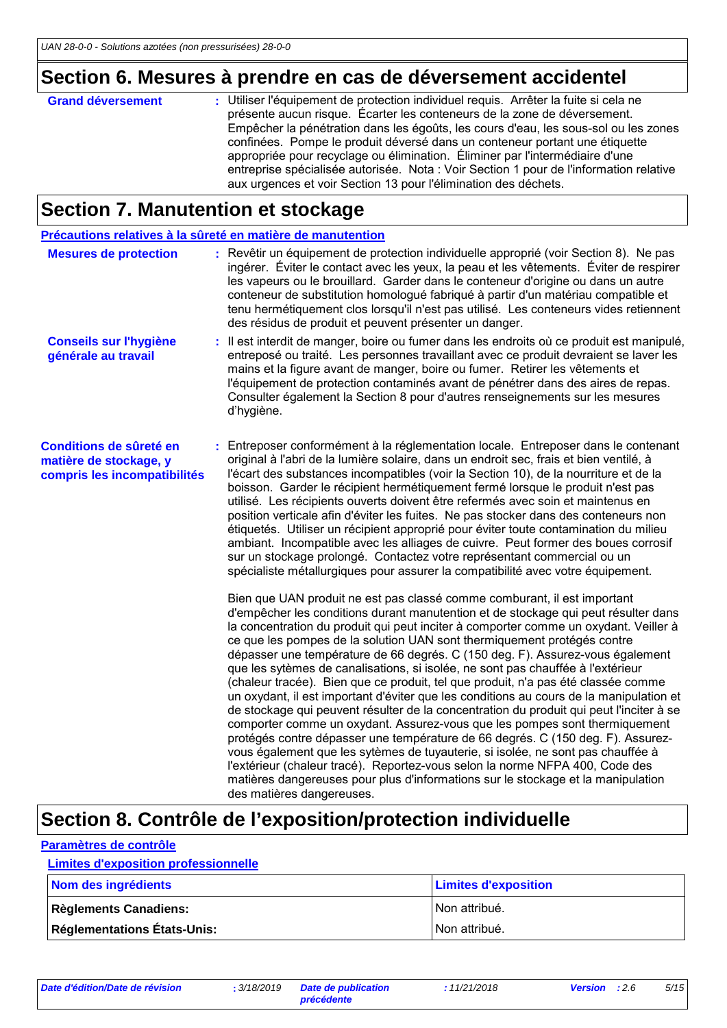# Section 6. Mesures à prendre en cas de déversement accidentel

**Grand déversement** : Utiliser l'équipement de protection individuel requis. Arrêter la fuite si cela ne présente aucun risque. Écarter les conteneurs de la zone de déversement. Empêcher la pénétration dans les égoûts, les cours d'eau, les sous-sol ou les zones confinées. Pompe le produit déversé dans un conteneur portant une étiquette appropriée pour recyclage ou élimination. Éliminer par l'intermédiaire d'une entreprise spécialisée autorisée. Nota : Voir Section 1 pour de l'information relative aux urgences et voir Section 13 pour l'élimination des déchets.

# Section 7. Manutention et stockage

## Précautions relatives à la sûreté en matière de manutention

**Mesures de protection** : Revêtir un équipement de protection individuelle approprié (voir Section 8). Ne pas ingérer. Éviter le contact avec les yeux, la peau et les vêtements. Éviter de respirer les vapeurs ou le brouillard. Garder dans le conteneur d'origine ou dans un autre conteneur de substitution homologué fabriqué à partir d'un matériau compatible et tenu hermétiquement clos lorsqu'il n'est pas utilisé. Les conteneurs vides retiennent des résidus de produit et peuvent présenter un danger.

**Conseils sur l'hygiène générale au travail** : Il est interdit de manger, boire ou fumer dans les endroits où ce produit est manipulé, entreposé ou traité. Les personnes travaillant avec ce produit devraient se laver les mains et la figure avant de manger, boire ou fumer. Retirer les vêtements et l'équipement de protection contaminés avant de pénétrer dans des aires de repas. Consulter également la Section 8 pour d'autres renseignements sur les mesures d'hygiène.

**Conditions de sûreté en matière de stockage, y compris les incompatibilités** : Entreposer conformément à la réglementation locale. Entreposer dans le contenant original à l'abri de la lumière solaire, dans un endroit sec, frais et bien ventilé, à l'écart des substances incompatibles (voir la Section 10), de la nourriture et de la boisson. Garder le récipient hermétiquement fermé lorsque le produit n'est pas utilisé. Les récipients ouverts doivent être refermés avec soin et maintenus en position verticale afin d'éviter les fuites. Ne pas stocker dans des conteneurs non étiquetés. Utiliser un récipient approprié pour éviter toute contamination du milieu ambiant. Incompatible avec les alliages de cuivre. Peut former des boues corrosif sur un stockage prolongé. Contactez votre représentant commercial ou un spécialiste métallurgiques pour assurer la compatibilité avec votre équipement.

Bien que UAN produit ne est pas classé comme comburant, il est important d'empêcher les conditions durant manutention et de stockage qui peut résulter dans la concentration du produit qui peut inciter à comporter comme un oxydant. Veiller à ce que les pompes de la solution UAN sont thermiquement protégés contre dépasser une température de 66 degrés. C (150 deg. F). Assurez-vous également que les sytèmes de canalisations, si isolée, ne sont pas chauffée à l'extérieur (chaleur tracée). Bien que ce produit, tel que produit, n'a pas été classée comme un oxydant, il est important d'éviter que les conditions au cours de la manipulation et de stockage qui peuvent résulter de la concentration du produit qui peut l'inciter à se comporter comme un oxydant. Assurez-vous que les pompes sont thermiquement protégés contre dépasser une température de 66 degrés. C (150 deg. F). Assurez-vous également que les sytèmes de tuyauterie, si isolée, ne sont pas chauffée à l'extérieur (chaleur tracé). Reportez-vous selon la norme NFPA 400, Code des matières dangereuses pour plus d'informations sur le stockage et la manipulation des matières dangereuses.

# Section 8. Contrôle de l'exposition/protection individuelle

## Paramètres de contrôle

### Limites d'exposition professionnelle

| Nom des ingrédients | Limites d'exposition |
|---|---|
| **Règlements Canadiens:** | Non attribué. |
| **Réglementations États-Unis:** | Non attribué. |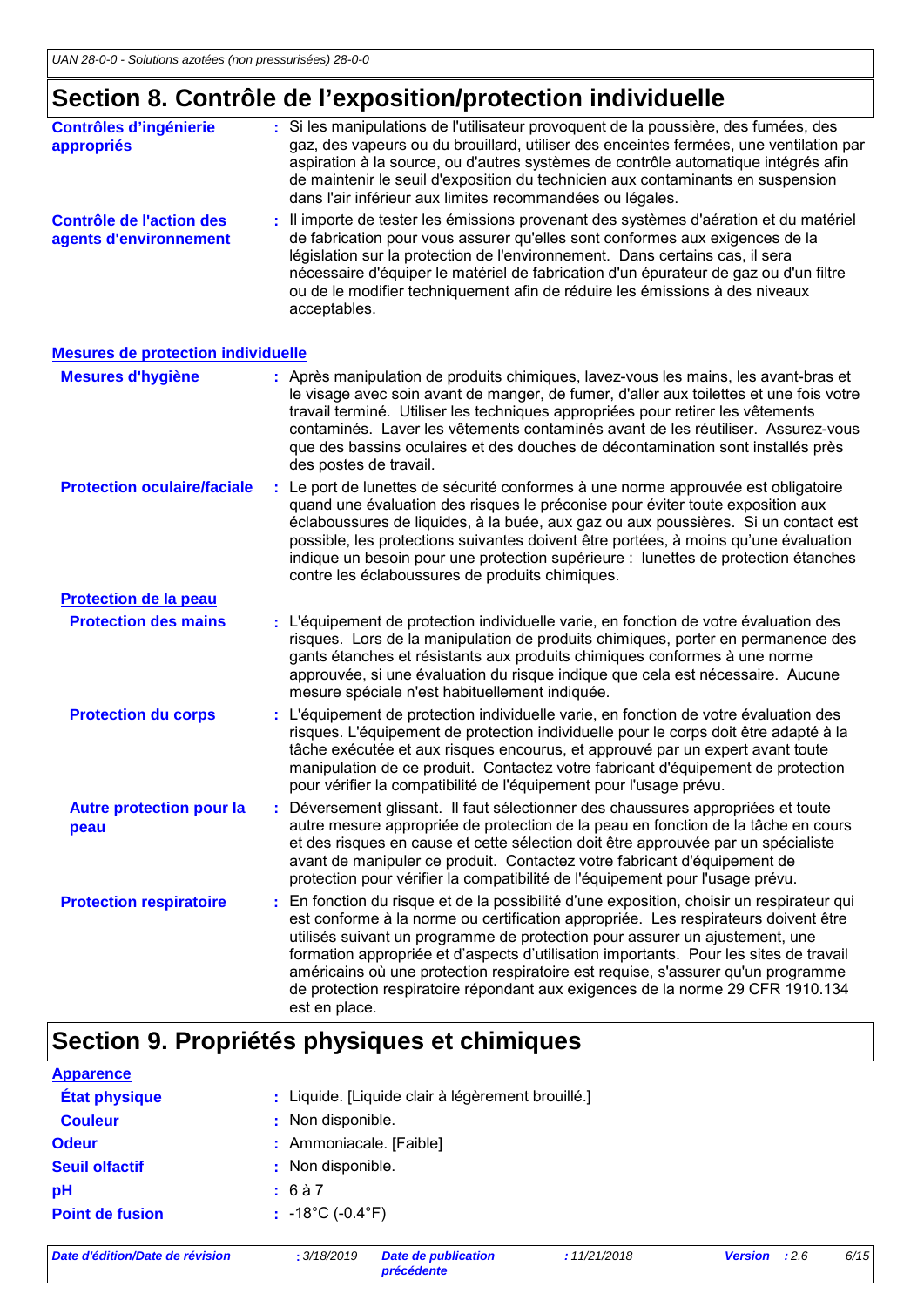## Section 8. Contrôle de l'exposition/protection individuelle

**Contrôles d'ingénierie appropriés** : Si les manipulations de l'utilisateur provoquent de la poussière, des fumées, des gaz, des vapeurs ou du brouillard, utiliser des enceintes fermées, une ventilation par aspiration à la source, ou d'autres systèmes de contrôle automatique intégrés afin de maintenir le seuil d'exposition du technicien aux contaminants en suspension dans l'air inférieur aux limites recommandées ou légales.

**Contrôle de l'action des agents d'environnement** : Il importe de tester les émissions provenant des systèmes d'aération et du matériel de fabrication pour vous assurer qu'elles sont conformes aux exigences de la législation sur la protection de l'environnement. Dans certains cas, il sera nécessaire d'équiper le matériel de fabrication d'un épurateur de gaz ou d'un filtre ou de le modifier techniquement afin de réduire les émissions à des niveaux acceptables.

### Mesures de protection individuelle

**Mesures d'hygiène** : Après manipulation de produits chimiques, lavez-vous les mains, les avant-bras et le visage avec soin avant de manger, de fumer, d'aller aux toilettes et une fois votre travail terminé. Utiliser les techniques appropriées pour retirer les vêtements contaminés. Laver les vêtements contaminés avant de les réutiliser. Assurez-vous que des bassins oculaires et des douches de décontamination sont installés près des postes de travail.

**Protection oculaire/faciale** : Le port de lunettes de sécurité conformes à une norme approuvée est obligatoire quand une évaluation des risques le préconise pour éviter toute exposition aux éclaboussures de liquides, à la buée, aux gaz ou aux poussières. Si un contact est possible, les protections suivantes doivent être portées, à moins qu'une évaluation indique un besoin pour une protection supérieure : lunettes de protection étanches contre les éclaboussures de produits chimiques.

#### Protection de la peau

**Protection des mains** : L'équipement de protection individuelle varie, en fonction de votre évaluation des risques. Lors de la manipulation de produits chimiques, porter en permanence des gants étanches et résistants aux produits chimiques conformes à une norme approuvée, si une évaluation du risque indique que cela est nécessaire. Aucune mesure spéciale n'est habituellement indiquée.

**Protection du corps** : L'équipement de protection individuelle varie, en fonction de votre évaluation des risques. L'équipement de protection individuelle pour le corps doit être adapté à la tâche exécutée et aux risques encourus, et approuvé par un expert avant toute manipulation de ce produit. Contactez votre fabricant d'équipement de protection pour vérifier la compatibilité de l'équipement pour l'usage prévu.

**Autre protection pour la peau** : Déversement glissant. Il faut sélectionner des chaussures appropriées et toute autre mesure appropriée de protection de la peau en fonction de la tâche en cours et des risques en cause et cette sélection doit être approuvée par un spécialiste avant de manipuler ce produit. Contactez votre fabricant d'équipement de protection pour vérifier la compatibilité de l'équipement pour l'usage prévu.

**Protection respiratoire** : En fonction du risque et de la possibilité d'une exposition, choisir un respirateur qui est conforme à la norme ou certification appropriée. Les respirateurs doivent être utilisés suivant un programme de protection pour assurer un ajustement, une formation appropriée et d'aspects d'utilisation importants. Pour les sites de travail américains où une protection respiratoire est requise, s'assurer qu'un programme de protection respiratoire répondant aux exigences de la norme 29 CFR 1910.134 est en place.

## Section 9. Propriétés physiques et chimiques

### Apparence

**État physique** : Liquide. [Liquide clair à légèrement brouillé.]

**Couleur** : Non disponible.

**Odeur** : Ammoniacale. [Faible]

**Seuil olfactif** : Non disponible.

**pH** : 6 à 7

**Point de fusion** : -18°C (-0.4°F)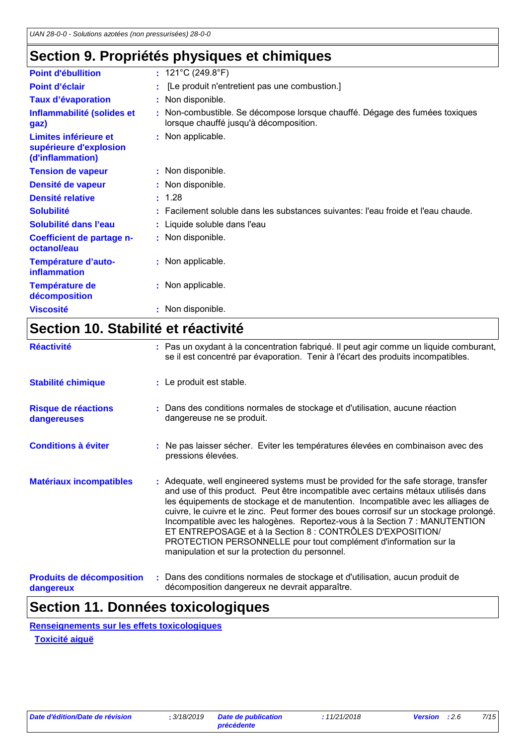## Section 9. Propriétés physiques et chimiques

| | |
|---|---|
| **Point d'ébullition** | : 121°C (249.8°F) |
| **Point d'éclair** | : [Le produit n'entretient pas une combustion.] |
| **Taux d'évaporation** | : Non disponible. |
| **Inflammabilité (solides et gaz)** | : Non-combustible. Se décompose lorsque chauffé. Dégage des fumées toxiques lorsque chauffé jusqu'à décomposition. |
| **Limites inférieure et supérieure d'explosion (d'inflammation)** | : Non applicable. |
| **Tension de vapeur** | : Non disponible. |
| **Densité de vapeur** | : Non disponible. |
| **Densité relative** | : 1.28 |
| **Solubilité** | : Facilement soluble dans les substances suivantes: l'eau froide et l'eau chaude. |
| **Solubilité dans l'eau** | : Liquide soluble dans l'eau |
| **Coefficient de partage n-octanol/eau** | : Non disponible. |
| **Température d'auto-inflammation** | : Non applicable. |
| **Température de décomposition** | : Non applicable. |
| **Viscosité** | : Non disponible. |

## Section 10. Stabilité et réactivité

| | |
|---|---|
| **Réactivité** | : Pas un oxydant à la concentration fabriqué. Il peut agir comme un liquide comburant, se il est concentré par évaporation. Tenir à l'écart des produits incompatibles. |
| **Stabilité chimique** | : Le produit est stable. |
| **Risque de réactions dangereuses** | : Dans des conditions normales de stockage et d'utilisation, aucune réaction dangereuse ne se produit. |
| **Conditions à éviter** | : Ne pas laisser sécher. Eviter les températures élevées en combinaison avec des pressions élevées. |
| **Matériaux incompatibles** | : Adequate, well engineered systems must be provided for the safe storage, transfer and use of this product. Peut être incompatible avec certains métaux utilisés dans les équipements de stockage et de manutention. Incompatible avec les alliages de cuivre, le cuivre et le zinc. Peut former des boues corrosif sur un stockage prolongé. Incompatible avec les halogènes. Reportez-vous à la Section 7 : MANUTENTION ET ENTREPOSAGE et à la Section 8 : CONTRÔLES D'EXPOSITION/ PROTECTION PERSONNELLE pour tout complément d'information sur la manipulation et sur la protection du personnel. |
| **Produits de décomposition dangereux** | : Dans des conditions normales de stockage et d'utilisation, aucun produit de décomposition dangereux ne devrait apparaître. |

## Section 11. Données toxicologiques

**Renseignements sur les effets toxicologiques**

**Toxicité aiguë**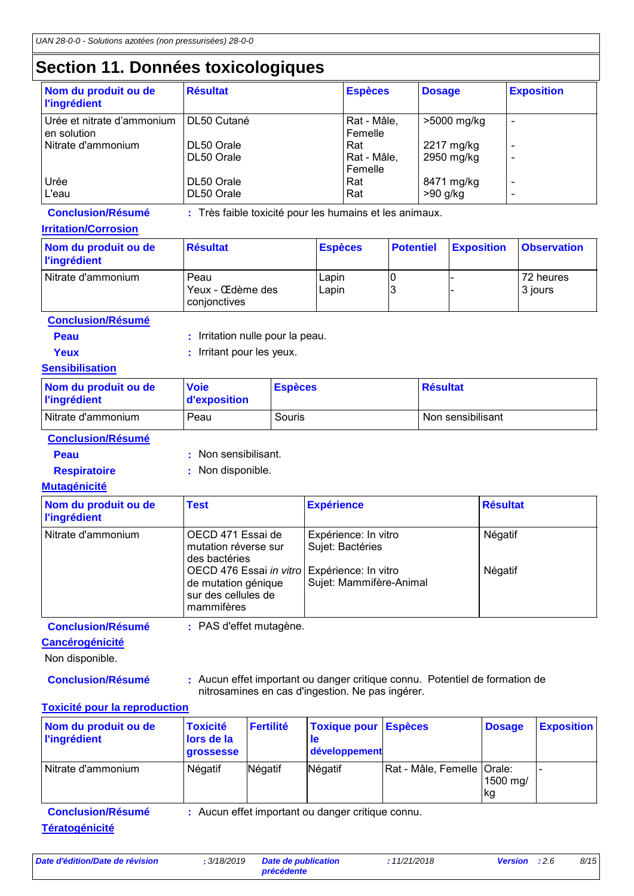## Section 11. Données toxicologiques

| Nom du produit ou de l'ingrédient | Résultat | Espèces | Dosage | Exposition |
|---|---|---|---|---|
| Urée et nitrate d'ammonium en solution | DL50 Cutané | Rat - Mâle, Femelle | >5000 mg/kg | - |
| Nitrate d'ammonium | DL50 Orale | Rat | 2217 mg/kg | - |
| | DL50 Orale | Rat - Mâle, Femelle | 2950 mg/kg | - |
| Urée | DL50 Orale | Rat | 8471 mg/kg | - |
| L'eau | DL50 Orale | Rat | >90 g/kg | - |

**Conclusion/Résumé** : Très faible toxicité pour les humains et les animaux.

### Irritation/Corrosion

| Nom du produit ou de l'ingrédient | Résultat | Espèces | Potentiel | Exposition | Observation |
|---|---|---|---|---|---|
| Nitrate d'ammonium | Peau | Lapin | 0 | - | 72 heures |
| | Yeux - Œdème des conjonctives | Lapin | 3 | - | 3 jours |

**Conclusion/Résumé**

**Peau** : Irritation nulle pour la peau.

**Yeux** : Irritant pour les yeux.

### Sensibilisation

| Nom du produit ou de l'ingrédient | Voie d'exposition | Espèces | Résultat |
|---|---|---|---|
| Nitrate d'ammonium | Peau | Souris | Non sensibilisant |

**Conclusion/Résumé**

**Peau** : Non sensibilisant.

**Respiratoire** : Non disponible.

### Mutagénicité

| Nom du produit ou de l'ingrédient | Test | Expérience | Résultat |
|---|---|---|---|
| Nitrate d'ammonium | OECD 471 Essai de mutation réverse sur des bactéries | Expérience: In vitro Sujet: Bactéries | Négatif |
| | OECD 476 Essai *in vitro* de mutation génique sur des cellules de mammifères | Expérience: In vitro Sujet: Mammifère-Animal | Négatif |

**Conclusion/Résumé** : PAS d'effet mutagène.

### Cancérogénicité

Non disponible.

**Conclusion/Résumé** : Aucun effet important ou danger critique connu. Potentiel de formation de nitrosamines en cas d'ingestion. Ne pas ingérer.

### Toxicité pour la reproduction

| Nom du produit ou de l'ingrédient | Toxicité lors de la grossesse | Fertilité | Toxique pour le développement | Espèces | Dosage | Exposition |
|---|---|---|---|---|---|---|
| Nitrate d'ammonium | Négatif | Négatif | Négatif | Rat - Mâle, Femelle | Orale: 1500 mg/kg | - |

**Conclusion/Résumé** : Aucun effet important ou danger critique connu.

### Tératogénicité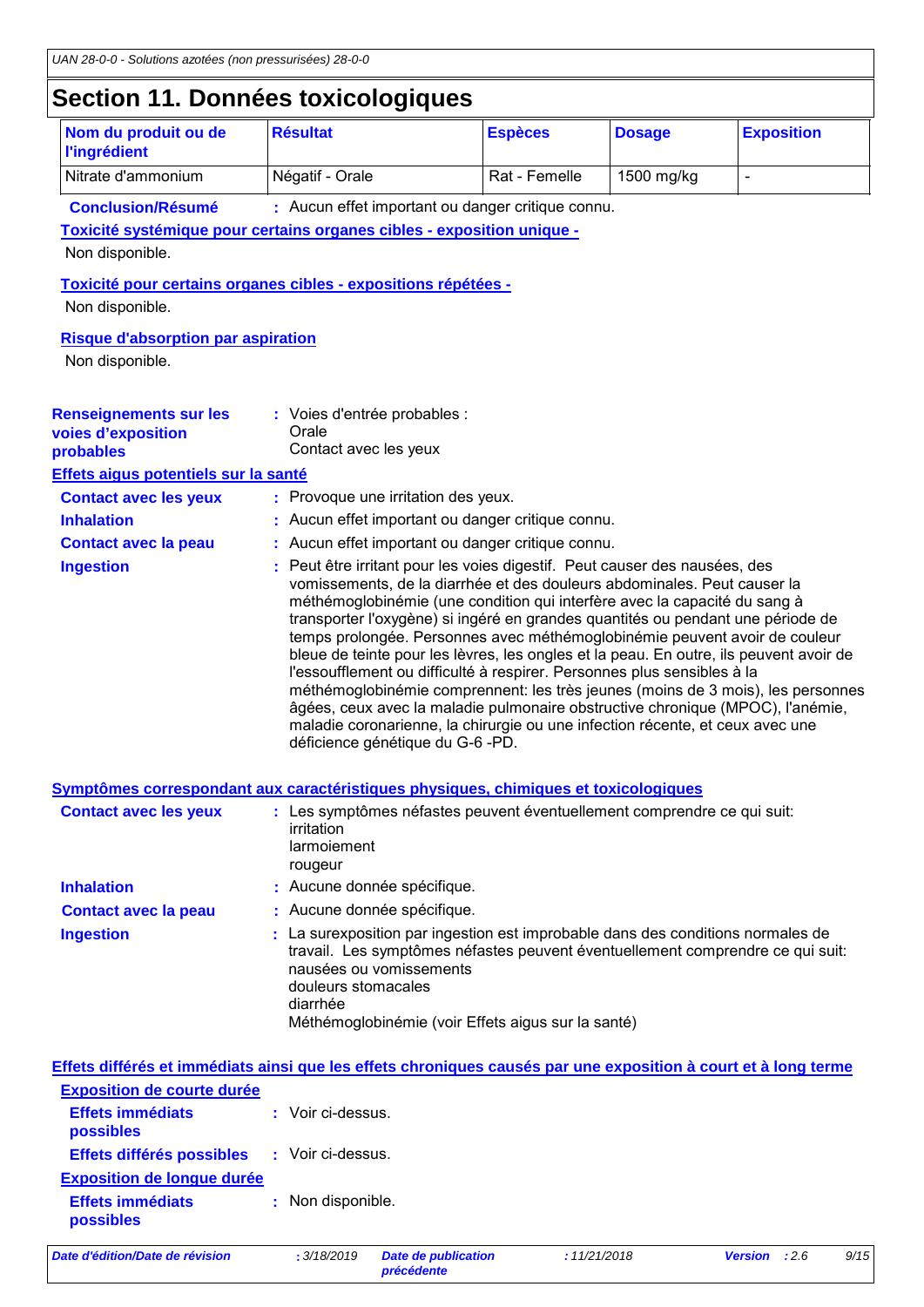## Section 11. Données toxicologiques

| Nom du produit ou de l'ingrédient | Résultat | Espèces | Dosage | Exposition |
|---|---|---|---|---|
| Nitrate d'ammonium | Négatif - Orale | Rat - Femelle | 1500 mg/kg | - |

**Conclusion/Résumé** : Aucun effet important ou danger critique connu.

**Toxicité systémique pour certains organes cibles - exposition unique -**

Non disponible.

**Toxicité pour certains organes cibles - expositions répétées -**

Non disponible.

**Risque d'absorption par aspiration**

Non disponible.

**Renseignements sur les voies d'exposition probables** : Voies d'entrée probables :
Orale
Contact avec les yeux

**Effets aigus potentiels sur la santé**

**Contact avec les yeux** : Provoque une irritation des yeux.

**Inhalation** : Aucun effet important ou danger critique connu.

**Contact avec la peau** : Aucun effet important ou danger critique connu.

**Ingestion** : Peut être irritant pour les voies digestif. Peut causer des nausées, des vomissements, de la diarrhée et des douleurs abdominales. Peut causer la méthémoglobinémie (une condition qui interfère avec la capacité du sang à transporter l'oxygène) si ingéré en grandes quantités ou pendant une période de temps prolongée. Personnes avec méthémoglobinémie peuvent avoir de couleur bleue de teinte pour les lèvres, les ongles et la peau. En outre, ils peuvent avoir de l'essoufflement ou difficulté à respirer. Personnes plus sensibles à la méthémoglobinémie comprennent: les très jeunes (moins de 3 mois), les personnes âgées, ceux avec la maladie pulmonaire obstructive chronique (MPOC), l'anémie, maladie coronarienne, la chirurgie ou une infection récente, et ceux avec une déficience génétique du G-6 -PD.

**Symptômes correspondant aux caractéristiques physiques, chimiques et toxicologiques**

**Contact avec les yeux** : Les symptômes néfastes peuvent éventuellement comprendre ce qui suit:
irritation
larmoiement
rougeur

**Inhalation** : Aucune donnée spécifique.

**Contact avec la peau** : Aucune donnée spécifique.

**Ingestion** : La surexposition par ingestion est improbable dans des conditions normales de travail. Les symptômes néfastes peuvent éventuellement comprendre ce qui suit:
nausées ou vomissements
douleurs stomacales
diarrhée
Méthémoglobinémie (voir Effets aigus sur la santé)

**Effets différés et immédiats ainsi que les effets chroniques causés par une exposition à court et à long terme**

**Exposition de courte durée**

**Effets immédiats possibles** : Voir ci-dessus.

**Effets différés possibles** : Voir ci-dessus.

**Exposition de longue durée**

**Effets immédiats possibles** : Non disponible.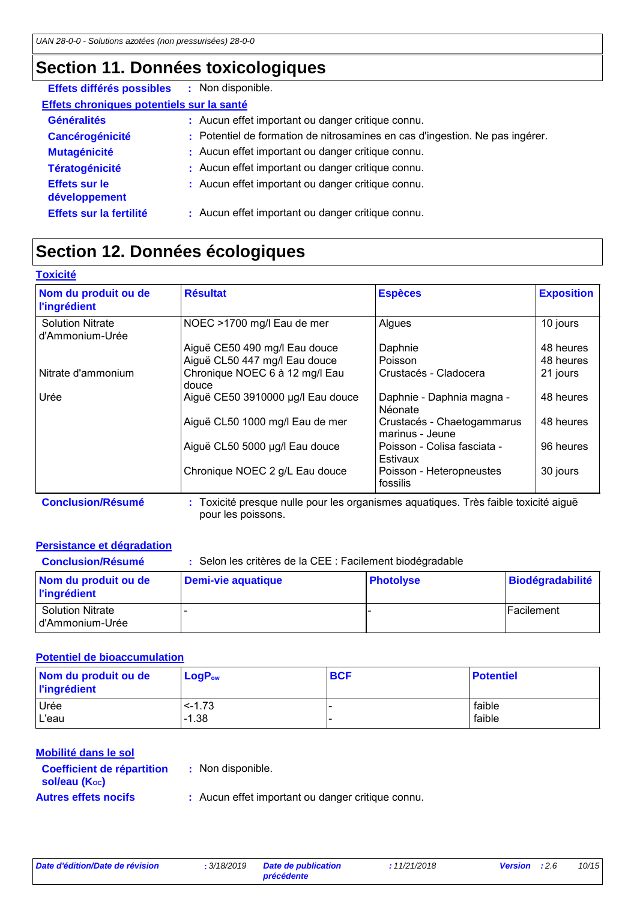# Section 11. Données toxicologiques

**Effets différés possibles** : Non disponible.

**Effets chroniques potentiels sur la santé**

**Généralités** : Aucun effet important ou danger critique connu.

**Cancérogénicité** : Potentiel de formation de nitrosamines en cas d'ingestion. Ne pas ingérer.

**Mutagénicité** : Aucun effet important ou danger critique connu.

**Tératogénicité** : Aucun effet important ou danger critique connu.

**Effets sur le développement** : Aucun effet important ou danger critique connu.

**Effets sur la fertilité** : Aucun effet important ou danger critique connu.

# Section 12. Données écologiques

**Toxicité**

| Nom du produit ou de l'ingrédient | Résultat | Espèces | Exposition |
|---|---|---|---|
| Solution Nitrate d'Ammonium-Urée | NOEC >1700 mg/l Eau de mer | Algues | 10 jours |
| | Aiguë CE50 490 mg/l Eau douce | Daphnie | 48 heures |
| | Aiguë CL50 447 mg/l Eau douce | Poisson | 48 heures |
| Nitrate d'ammonium | Chronique NOEC 6 à 12 mg/l Eau douce | Crustacés - Cladocera | 21 jours |
| Urée | Aiguë CE50 3910000 µg/l Eau douce | Daphnie - Daphnia magna - Néonate | 48 heures |
| | Aiguë CL50 1000 mg/l Eau de mer | Crustacés - Chaetogammarus marinus - Jeune | 48 heures |
| | Aiguë CL50 5000 µg/l Eau douce | Poisson - Colisa fasciata - Estivaux | 96 heures |
| | Chronique NOEC 2 g/L Eau douce | Poisson - Heteropneustes fossilis | 30 jours |

**Conclusion/Résumé** : Toxicité presque nulle pour les organismes aquatiques. Très faible toxicité aiguë pour les poissons.

**Persistance et dégradation**

**Conclusion/Résumé** : Selon les critères de la CEE : Facilement biodégradable

| Nom du produit ou de l'ingrédient | Demi-vie aquatique | Photolyse | Biodégradabilité |
|---|---|---|---|
| Solution Nitrate d'Ammonium-Urée | - | - | Facilement |

**Potentiel de bioaccumulation**

| Nom du produit ou de l'ingrédient | $LogP_{ow}$ | BCF | Potentiel |
|---|---|---|---|
| Urée | <-1.73 | - | faible |
| L'eau | -1.38 | - | faible |

**Mobilité dans le sol**

**Coefficient de répartition sol/eau ($K_{OC}$)** : Non disponible.

**Autres effets nocifs** : Aucun effet important ou danger critique connu.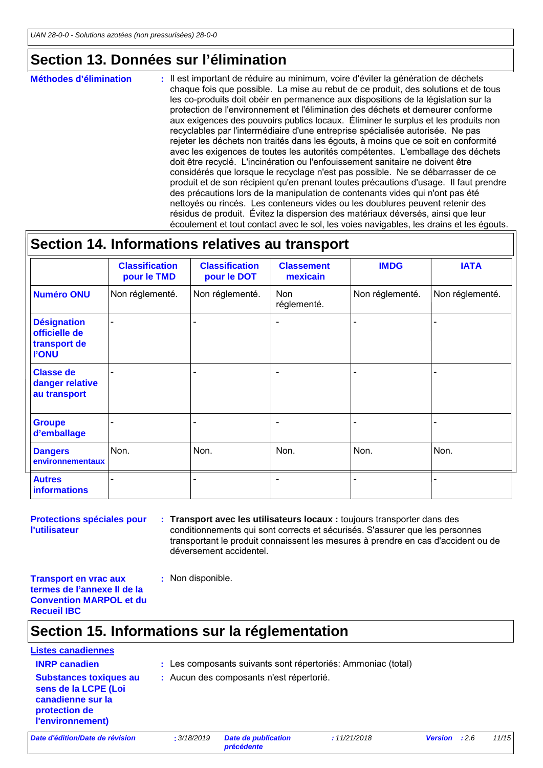## Section 13. Données sur l'élimination

**Méthodes d'élimination** : Il est important de réduire au minimum, voire d'éviter la génération de déchets chaque fois que possible. La mise au rebut de ce produit, des solutions et de tous les co-produits doit obéir en permanence aux dispositions de la législation sur la protection de l'environnement et l'élimination des déchets et demeurer conforme aux exigences des pouvoirs publics locaux. Éliminer le surplus et les produits non recyclables par l'intermédiaire d'une entreprise spécialisée autorisée. Ne pas rejeter les déchets non traités dans les égouts, à moins que ce soit en conformité avec les exigences de toutes les autorités compétentes. L'emballage des déchets doit être recyclé. L'incinération ou l'enfouissement sanitaire ne doivent être considérés que lorsque le recyclage n'est pas possible. Ne se débarrasser de ce produit et de son récipient qu'en prenant toutes précautions d'usage. Il faut prendre des précautions lors de la manipulation de contenants vides qui n'ont pas été nettoyés ou rincés. Les conteneurs vides ou les doublures peuvent retenir des résidus de produit. Évitez la dispersion des matériaux déversés, ainsi que leur écoulement et tout contact avec le sol, les voies navigables, les drains et les égouts.

## Section 14. Informations relatives au transport

| | Classification pour le TMD | Classification pour le DOT | Classement mexicain | IMDG | IATA |
|---|---|---|---|---|---|
| **Numéro ONU** | Non réglementé. | Non réglementé. | Non réglementé. | Non réglementé. | Non réglementé. |
| **Désignation officielle de transport de l'ONU** | - | - | - | - | - |
| **Classe de danger relative au transport** | - | - | - | - | - |
| **Groupe d'emballage** | - | - | - | - | - |
| **Dangers environnementaux** | Non. | Non. | Non. | Non. | Non. |
| **Autres informations** | - | - | - | - | - |

**Protections spéciales pour l'utilisateur** : **Transport avec les utilisateurs locaux :** toujours transporter dans des conditionnements qui sont corrects et sécurisés. S'assurer que les personnes transportant le produit connaissent les mesures à prendre en cas d'accident ou de déversement accidentel.

**Transport en vrac aux termes de l'annexe II de la Convention MARPOL et du Recueil IBC** : Non disponible.

## Section 15. Informations sur la réglementation

**Listes canadiennes**

**INRP canadien** : Les composants suivants sont répertoriés: Ammoniac (total)

**Substances toxiques au sens de la LCPE (Loi canadienne sur la protection de l'environnement)** : Aucun des composants n'est répertorié.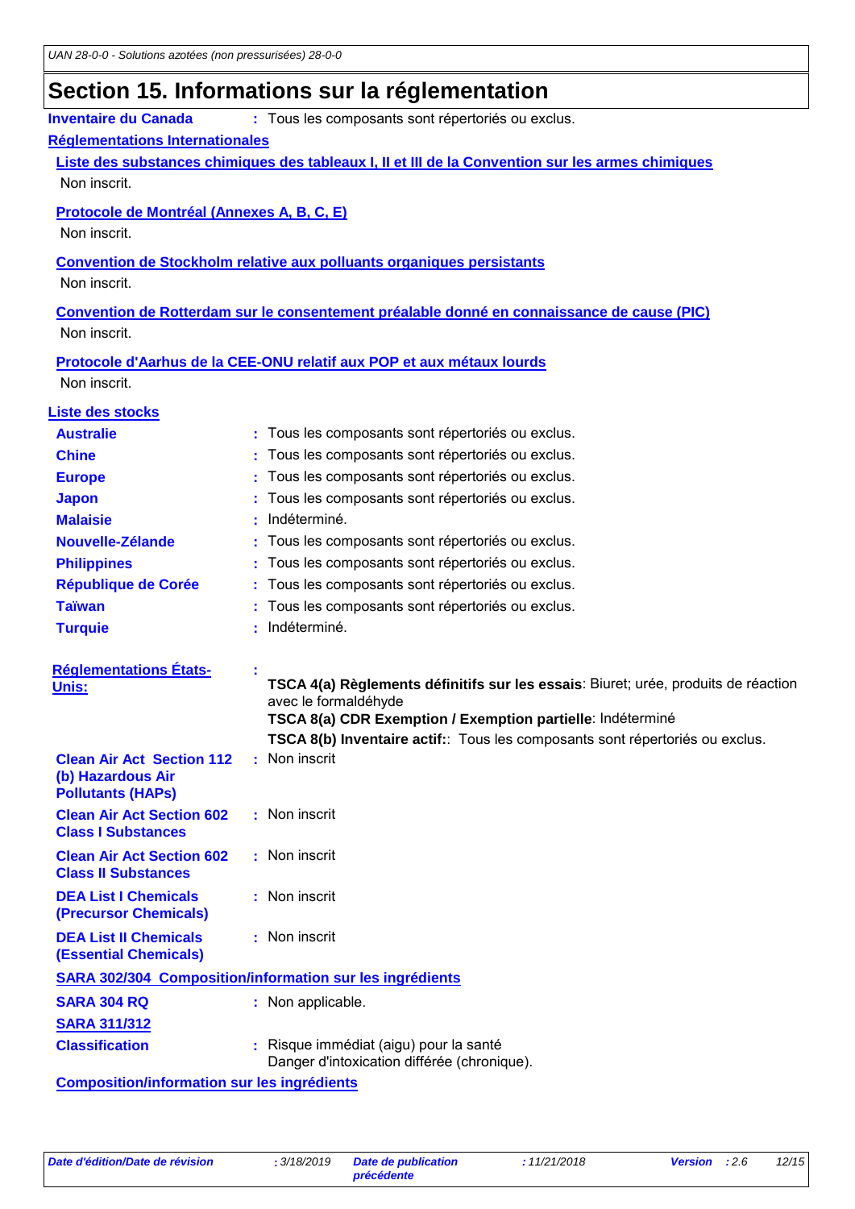## Section 15. Informations sur la réglementation

**Inventaire du Canada** : Tous les composants sont répertoriés ou exclus.

**Réglementations Internationales**

**Liste des substances chimiques des tableaux I, II et III de la Convention sur les armes chimiques**

Non inscrit.

**Protocole de Montréal (Annexes A, B, C, E)**

Non inscrit.

**Convention de Stockholm relative aux polluants organiques persistants**

Non inscrit.

**Convention de Rotterdam sur le consentement préalable donné en connaissance de cause (PIC)**

Non inscrit.

**Protocole d'Aarhus de la CEE-ONU relatif aux POP et aux métaux lourds**

Non inscrit.

**Liste des stocks**

| | |
|---|---|
| **Australie** | : Tous les composants sont répertoriés ou exclus. |
| **Chine** | : Tous les composants sont répertoriés ou exclus. |
| **Europe** | : Tous les composants sont répertoriés ou exclus. |
| **Japon** | : Tous les composants sont répertoriés ou exclus. |
| **Malaisie** | : Indéterminé. |
| **Nouvelle-Zélande** | : Tous les composants sont répertoriés ou exclus. |
| **Philippines** | : Tous les composants sont répertoriés ou exclus. |
| **République de Corée** | : Tous les composants sont répertoriés ou exclus. |
| **Taïwan** | : Tous les composants sont répertoriés ou exclus. |
| **Turquie** | : Indéterminé. |

**Réglementations États-Unis:** :

**TSCA 4(a) Règlements définitifs sur les essais**: Biuret; urée, produits de réaction avec le formaldéhyde
**TSCA 8(a) CDR Exemption / Exemption partielle**: Indéterminé
**TSCA 8(b) Inventaire actif:**: Tous les composants sont répertoriés ou exclus.

| | |
|---|---|
| **Clean Air Act Section 112 (b) Hazardous Air Pollutants (HAPs)** | : Non inscrit |
| **Clean Air Act Section 602 Class I Substances** | : Non inscrit |
| **Clean Air Act Section 602 Class II Substances** | : Non inscrit |
| **DEA List I Chemicals (Precursor Chemicals)** | : Non inscrit |
| **DEA List II Chemicals (Essential Chemicals)** | : Non inscrit |

**SARA 302/304 Composition/information sur les ingrédients**

**SARA 304 RQ** : Non applicable.

**SARA 311/312**

**Classification** : Risque immédiat (aigu) pour la santé
Danger d'intoxication différée (chronique).

**Composition/information sur les ingrédients**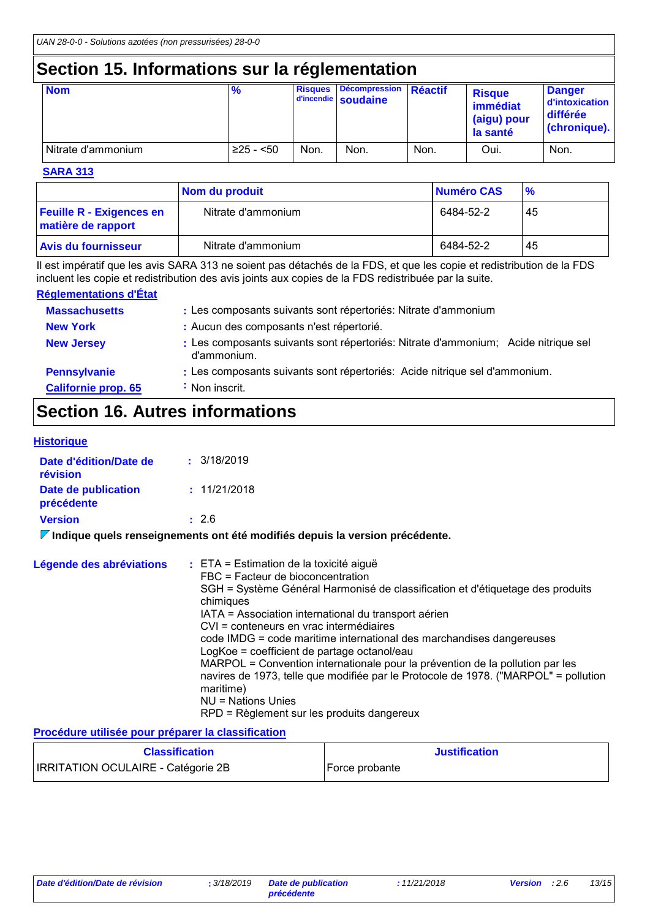# Section 15. Informations sur la réglementation

| Nom | % | Risques d'incendie | Décompression soudaine | Réactif | Risque immédiat (aigu) pour la santé | Danger d'intoxication différée (chronique). |
|---|---|---|---|---|---|---|
| Nitrate d'ammonium | ≥25 - <50 | Non. | Non. | Non. | Oui. | Non. |

**SARA 313**

| | Nom du produit | Numéro CAS | % |
|---|---|---|---|
| **Feuille R - Exigences en matière de rapport** | Nitrate d'ammonium | 6484-52-2 | 45 |
| **Avis du fournisseur** | Nitrate d'ammonium | 6484-52-2 | 45 |

Il est impératif que les avis SARA 313 ne soient pas détachés de la FDS, et que les copie et redistribution de la FDS incluent les copie et redistribution des avis joints aux copies de la FDS redistribuée par la suite.

**Réglementations d'État**

**Massachusetts** : Les composants suivants sont répertoriés: Nitrate d'ammonium

**New York** : Aucun des composants n'est répertorié.

**New Jersey** : Les composants suivants sont répertoriés: Nitrate d'ammonium; Acide nitrique sel d'ammonium.

**Pennsylvanie** : Les composants suivants sont répertoriés: Acide nitrique sel d'ammonium.

**Californie prop. 65** : Non inscrit.

# Section 16. Autres informations

**Historique**

**Date d'édition/Date de révision** : 3/18/2019

**Date de publication précédente** : 11/21/2018

**Version** : 2.6

**Indique quels renseignements ont été modifiés depuis la version précédente.**

**Légende des abréviations** :
ETA = Estimation de la toxicité aiguë
FBC = Facteur de bioconcentration
SGH = Système Général Harmonisé de classification et d'étiquetage des produits chimiques
IATA = Association international du transport aérien
CVI = conteneurs en vrac intermédiaires
code IMDG = code maritime international des marchandises dangereuses
LogKoe = coefficient de partage octanol/eau
MARPOL = Convention internationale pour la prévention de la pollution par les navires de 1973, telle que modifiée par le Protocole de 1978. ("MARPOL" = pollution maritime)
NU = Nations Unies
RPD = Règlement sur les produits dangereux

**Procédure utilisée pour préparer la classification**

| Classification | Justification |
|---|---|
| IRRITATION OCULAIRE - Catégorie 2B | Force probante |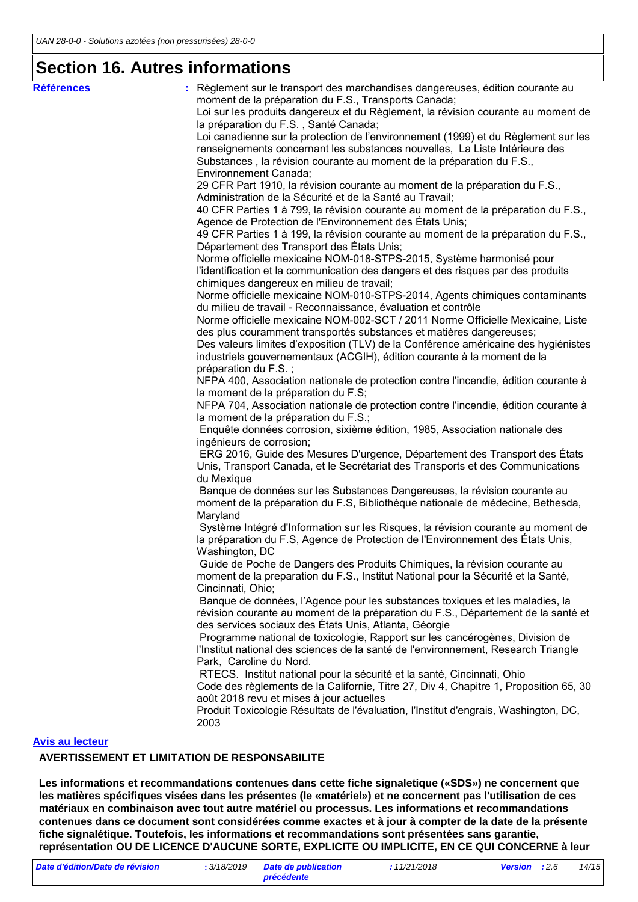## Section 16. Autres informations

**Références** : Règlement sur le transport des marchandises dangereuses, édition courante au moment de la préparation du F.S., Transports Canada;
Loi sur les produits dangereux et du Règlement, la révision courante au moment de la préparation du F.S. , Santé Canada;
Loi canadienne sur la protection de l'environnement (1999) et du Règlement sur les renseignements concernant les substances nouvelles, La Liste Intérieure des Substances , la révision courante au moment de la préparation du F.S., Environnement Canada;
29 CFR Part 1910, la révision courante au moment de la préparation du F.S., Administration de la Sécurité et de la Santé au Travail;
40 CFR Parties 1 à 799, la révision courante au moment de la préparation du F.S., Agence de Protection de l'Environnement des États Unis;
49 CFR Parties 1 à 199, la révision courante au moment de la préparation du F.S., Département des Transport des États Unis;
Norme officielle mexicaine NOM-018-STPS-2015, Système harmonisé pour l'identification et la communication des dangers et des risques par des produits chimiques dangereux en milieu de travail;
Norme officielle mexicaine NOM-010-STPS-2014, Agents chimiques contaminants du milieu de travail - Reconnaissance, évaluation et contrôle
Norme officielle mexicaine NOM-002-SCT / 2011 Norme Officielle Mexicaine, Liste des plus couramment transportés substances et matières dangereuses;
Des valeurs limites d'exposition (TLV) de la Conférence américaine des hygiénistes industriels gouvernementaux (ACGIH), édition courante à la moment de la préparation du F.S. ;
NFPA 400, Association nationale de protection contre l'incendie, édition courante à la moment de la préparation du F.S;
NFPA 704, Association nationale de protection contre l'incendie, édition courante à la moment de la préparation du F.S.;
Enquête données corrosion, sixième édition, 1985, Association nationale des ingénieurs de corrosion;
ERG 2016, Guide des Mesures D'urgence, Département des Transport des États Unis, Transport Canada, et le Secrétariat des Transports et des Communications du Mexique
Banque de données sur les Substances Dangereuses, la révision courante au moment de la préparation du F.S, Bibliothèque nationale de médecine, Bethesda, Maryland
Système Intégré d'Information sur les Risques, la révision courante au moment de la préparation du F.S, Agence de Protection de l'Environnement des États Unis, Washington, DC
Guide de Poche de Dangers des Produits Chimiques, la révision courante au moment de la preparation du F.S., Institut National pour la Sécurité et la Santé, Cincinnati, Ohio;
Banque de données, l'Agence pour les substances toxiques et les maladies, la révision courante au moment de la préparation du F.S., Département de la santé et des services sociaux des États Unis, Atlanta, Géorgie
Programme national de toxicologie, Rapport sur les cancérogènes, Division de l'Institut national des sciences de la santé de l'environnement, Research Triangle Park, Caroline du Nord.
RTECS. Institut national pour la sécurité et la santé, Cincinnati, Ohio
Code des règlements de la Californie, Titre 27, Div 4, Chapitre 1, Proposition 65, 30 août 2018 revu et mises à jour actuelles
Produit Toxicologie Résultats de l'évaluation, l'Institut d'engrais, Washington, DC, 2003

**Avis au lecteur**

**AVERTISSEMENT ET LIMITATION DE RESPONSABILITE**

**Les informations et recommandations contenues dans cette fiche signaletique («SDS») ne concernent que les matières spécifiques visées dans les présentes (le «matériel») et ne concernent pas l'utilisation de ces matériaux en combinaison avec tout autre matériel ou processus. Les informations et recommandations contenues dans ce document sont considérées comme exactes et à jour à compter de la date de la présente fiche signalétique. Toutefois, les informations et recommandations sont présentées sans garantie, représentation OU DE LICENCE D'AUCUNE SORTE, EXPLICITE OU IMPLICITE, EN CE QUI CONCERNE à leur**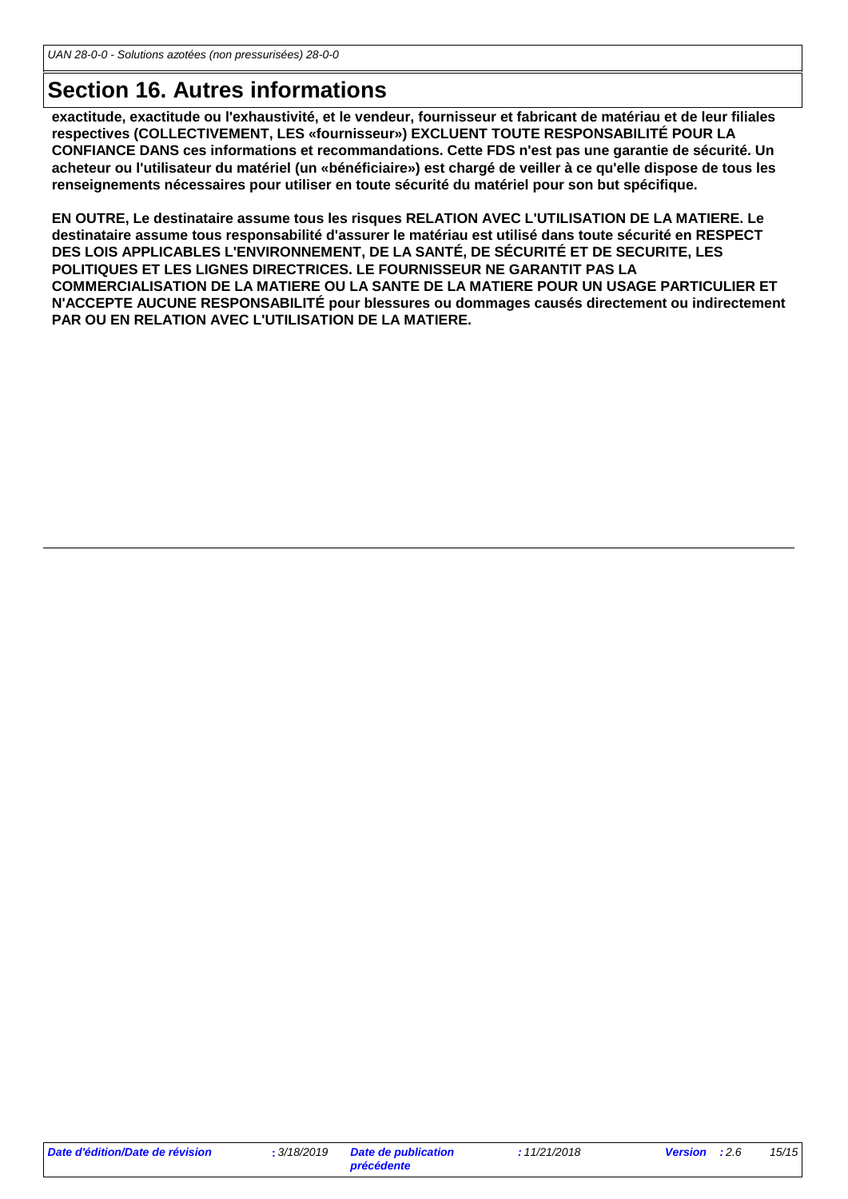# Section 16. Autres informations

**exactitude, exactitude ou l'exhaustivité, et le vendeur, fournisseur et fabricant de matériau et de leur filiales respectives (COLLECTIVEMENT, LES «fournisseur») EXCLUENT TOUTE RESPONSABILITÉ POUR LA CONFIANCE DANS ces informations et recommandations. Cette FDS n'est pas une garantie de sécurité. Un acheteur ou l'utilisateur du matériel (un «bénéficiaire») est chargé de veiller à ce qu'elle dispose de tous les renseignements nécessaires pour utiliser en toute sécurité du matériel pour son but spécifique.**

**EN OUTRE, Le destinataire assume tous les risques RELATION AVEC L'UTILISATION DE LA MATIERE. Le destinataire assume tous responsabilité d'assurer le matériau est utilisé dans toute sécurité en RESPECT DES LOIS APPLICABLES L'ENVIRONNEMENT, DE LA SANTÉ, DE SÉCURITÉ ET DE SECURITE, LES POLITIQUES ET LES LIGNES DIRECTRICES. LE FOURNISSEUR NE GARANTIT PAS LA COMMERCIALISATION DE LA MATIERE OU LA SANTE DE LA MATIERE POUR UN USAGE PARTICULIER ET N'ACCEPTE AUCUNE RESPONSABILITÉ pour blessures ou dommages causés directement ou indirectement PAR OU EN RELATION AVEC L'UTILISATION DE LA MATIERE.**